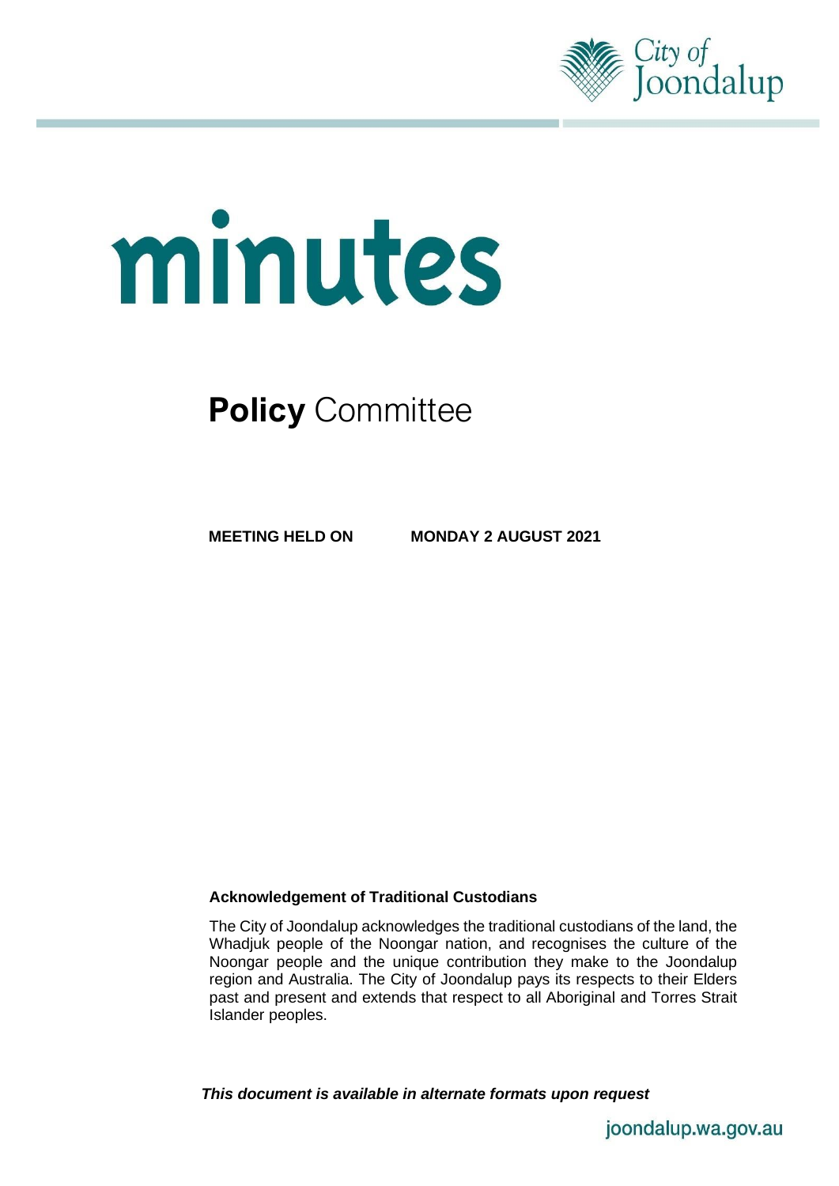City of Joondalup

# minutes

## **Policy** Committee

**MEETING HELD ON MONDAY 2 AUGUST 2021**

**Acknowledgement of Traditional Custodians**

The City of Joondalup acknowledges the traditional custodians of the land, the Whadjuk people of the Noongar nation, and recognises the culture of the Noongar people and the unique contribution they make to the Joondalup region and Australia. The City of Joondalup pays its respects to their Elders past and present and extends that respect to all Aboriginal and Torres Strait Islander peoples.

***This document is available in alternate formats upon request***

joondalup.wa.gov.au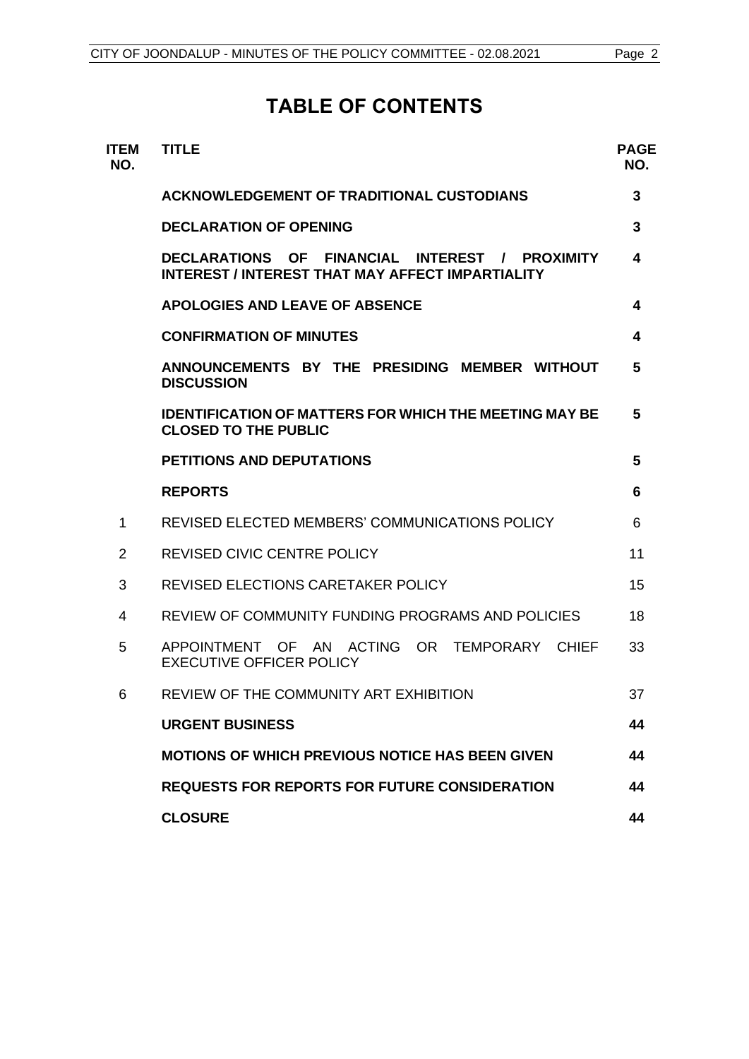# TABLE OF CONTENTS

| ITEM NO. | TITLE | PAGE NO. |
|---|---|---|
| | **ACKNOWLEDGEMENT OF TRADITIONAL CUSTODIANS** | **3** |
| | **DECLARATION OF OPENING** | **3** |
| | **DECLARATIONS OF FINANCIAL INTEREST / PROXIMITY INTEREST / INTEREST THAT MAY AFFECT IMPARTIALITY** | **4** |
| | **APOLOGIES AND LEAVE OF ABSENCE** | **4** |
| | **CONFIRMATION OF MINUTES** | **4** |
| | **ANNOUNCEMENTS BY THE PRESIDING MEMBER WITHOUT DISCUSSION** | **5** |
| | **IDENTIFICATION OF MATTERS FOR WHICH THE MEETING MAY BE CLOSED TO THE PUBLIC** | **5** |
| | **PETITIONS AND DEPUTATIONS** | **5** |
| | **REPORTS** | **6** |
| 1 | REVISED ELECTED MEMBERS' COMMUNICATIONS POLICY | 6 |
| 2 | REVISED CIVIC CENTRE POLICY | 11 |
| 3 | REVISED ELECTIONS CARETAKER POLICY | 15 |
| 4 | REVIEW OF COMMUNITY FUNDING PROGRAMS AND POLICIES | 18 |
| 5 | APPOINTMENT OF AN ACTING OR TEMPORARY CHIEF EXECUTIVE OFFICER POLICY | 33 |
| 6 | REVIEW OF THE COMMUNITY ART EXHIBITION | 37 |
| | **URGENT BUSINESS** | **44** |
| | **MOTIONS OF WHICH PREVIOUS NOTICE HAS BEEN GIVEN** | **44** |
| | **REQUESTS FOR REPORTS FOR FUTURE CONSIDERATION** | **44** |
| | **CLOSURE** | **44** |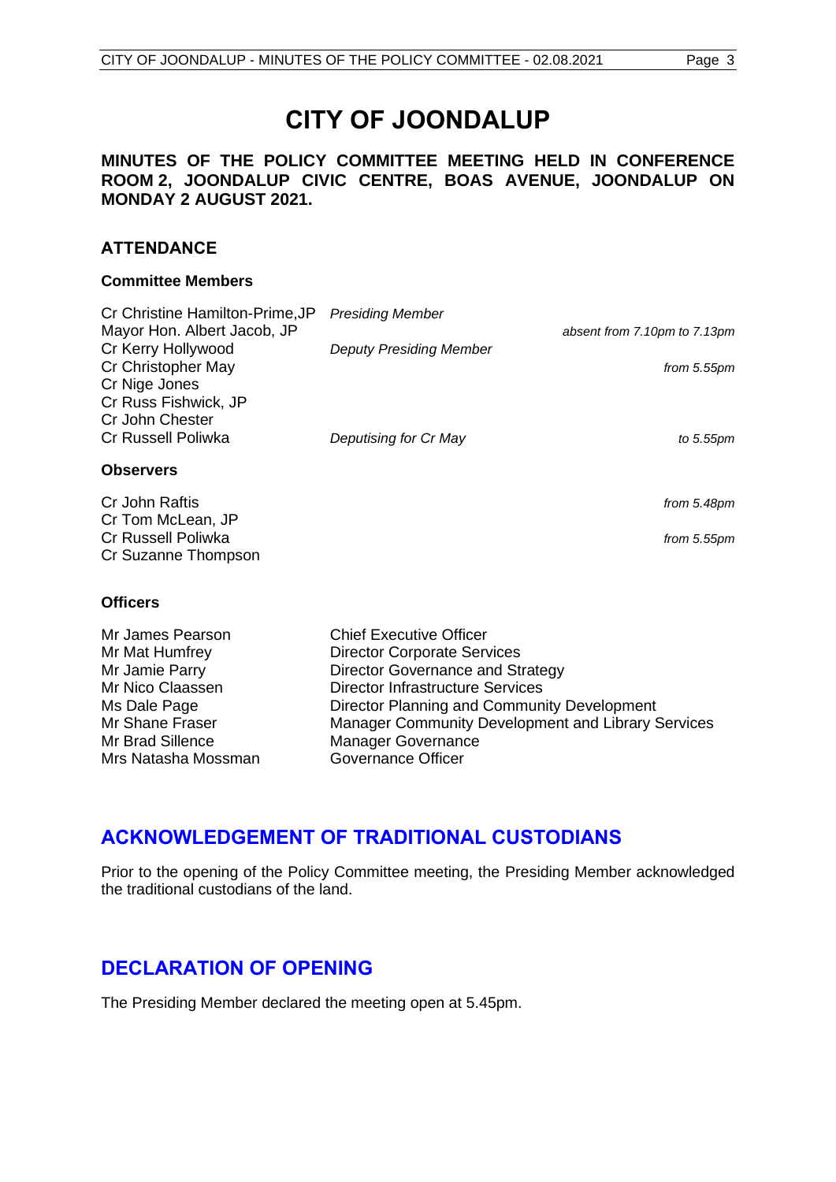# CITY OF JOONDALUP

**MINUTES OF THE POLICY COMMITTEE MEETING HELD IN CONFERENCE ROOM 2, JOONDALUP CIVIC CENTRE, BOAS AVENUE, JOONDALUP ON MONDAY 2 AUGUST 2021.**

## ATTENDANCE

### Committee Members

| | | |
|---|---|---|
| Cr Christine Hamilton-Prime,JP | *Presiding Member* | |
| Mayor Hon. Albert Jacob, JP | | *absent from 7.10pm to 7.13pm* |
| Cr Kerry Hollywood | *Deputy Presiding Member* | |
| Cr Christopher May | | *from 5.55pm* |
| Cr Nige Jones | | |
| Cr Russ Fishwick, JP | | |
| Cr John Chester | | |
| Cr Russell Poliwka | *Deputising for Cr May* | *to 5.55pm* |

### Observers

| | |
|---|---|
| Cr John Raftis | *from 5.48pm* |
| Cr Tom McLean, JP | |
| Cr Russell Poliwka | *from 5.55pm* |
| Cr Suzanne Thompson | |

### Officers

| | |
|---|---|
| Mr James Pearson | Chief Executive Officer |
| Mr Mat Humfrey | Director Corporate Services |
| Mr Jamie Parry | Director Governance and Strategy |
| Mr Nico Claassen | Director Infrastructure Services |
| Ms Dale Page | Director Planning and Community Development |
| Mr Shane Fraser | Manager Community Development and Library Services |
| Mr Brad Sillence | Manager Governance |
| Mrs Natasha Mossman | Governance Officer |

## ACKNOWLEDGEMENT OF TRADITIONAL CUSTODIANS

Prior to the opening of the Policy Committee meeting, the Presiding Member acknowledged the traditional custodians of the land.

## DECLARATION OF OPENING

The Presiding Member declared the meeting open at 5.45pm.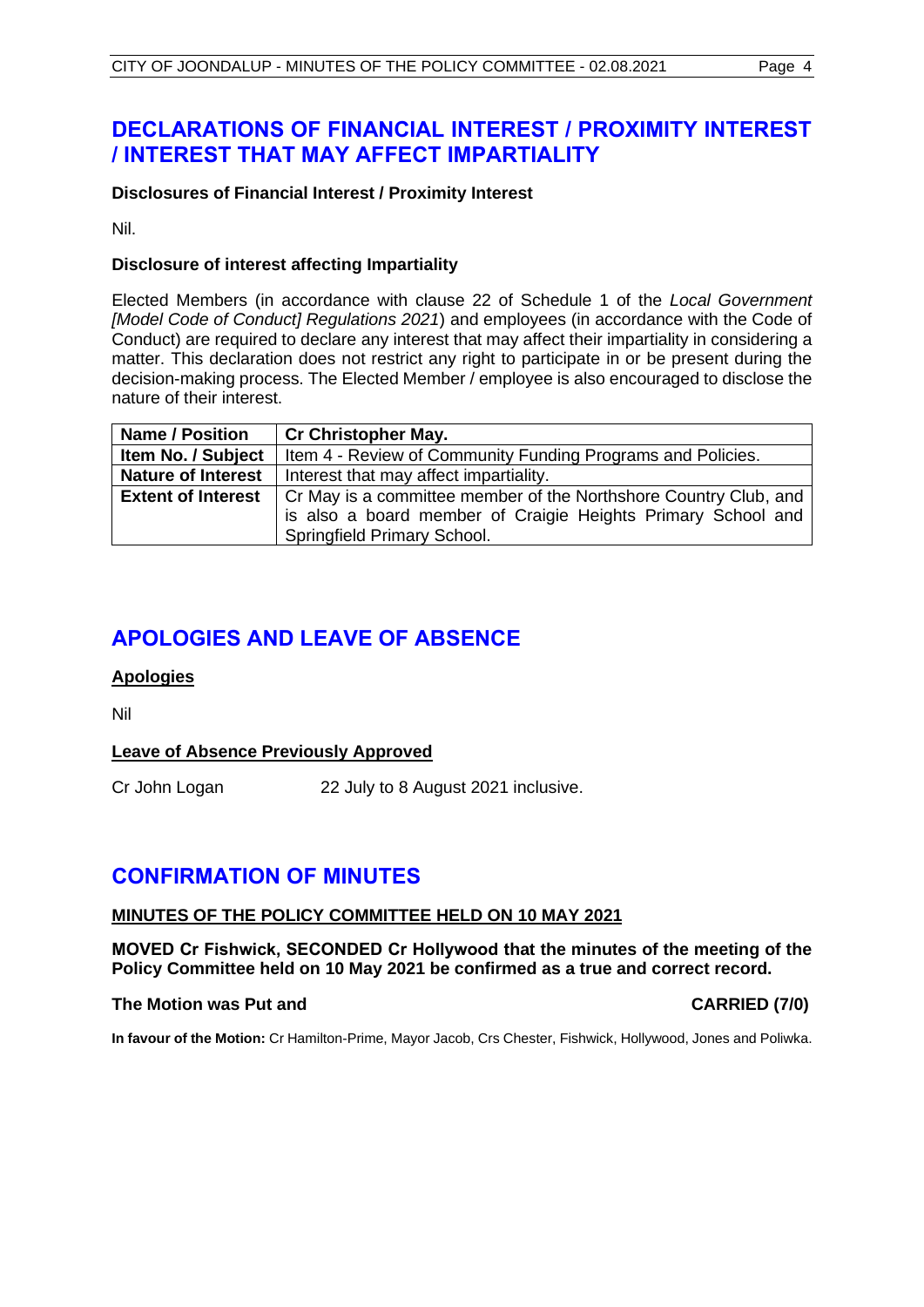# DECLARATIONS OF FINANCIAL INTEREST / PROXIMITY INTEREST / INTEREST THAT MAY AFFECT IMPARTIALITY

**Disclosures of Financial Interest / Proximity Interest**

Nil.

**Disclosure of interest affecting Impartiality**

Elected Members (in accordance with clause 22 of Schedule 1 of the *Local Government [Model Code of Conduct] Regulations 2021*) and employees (in accordance with the Code of Conduct) are required to declare any interest that may affect their impartiality in considering a matter. This declaration does not restrict any right to participate in or be present during the decision-making process. The Elected Member / employee is also encouraged to disclose the nature of their interest.

| **Name / Position** | **Cr Christopher May.** |
|---|---|
| **Item No. / Subject** | Item 4 - Review of Community Funding Programs and Policies. |
| **Nature of Interest** | Interest that may affect impartiality. |
| **Extent of Interest** | Cr May is a committee member of the Northshore Country Club, and is also a board member of Craigie Heights Primary School and Springfield Primary School. |

# APOLOGIES AND LEAVE OF ABSENCE

**Apologies**

Nil

**Leave of Absence Previously Approved**

Cr John Logan 22 July to 8 August 2021 inclusive.

# CONFIRMATION OF MINUTES

**MINUTES OF THE POLICY COMMITTEE HELD ON 10 MAY 2021**

**MOVED Cr Fishwick, SECONDED Cr Hollywood that the minutes of the meeting of the Policy Committee held on 10 May 2021 be confirmed as a true and correct record.**

**The Motion was Put and CARRIED (7/0)**

**In favour of the Motion:** Cr Hamilton-Prime, Mayor Jacob, Crs Chester, Fishwick, Hollywood, Jones and Poliwka.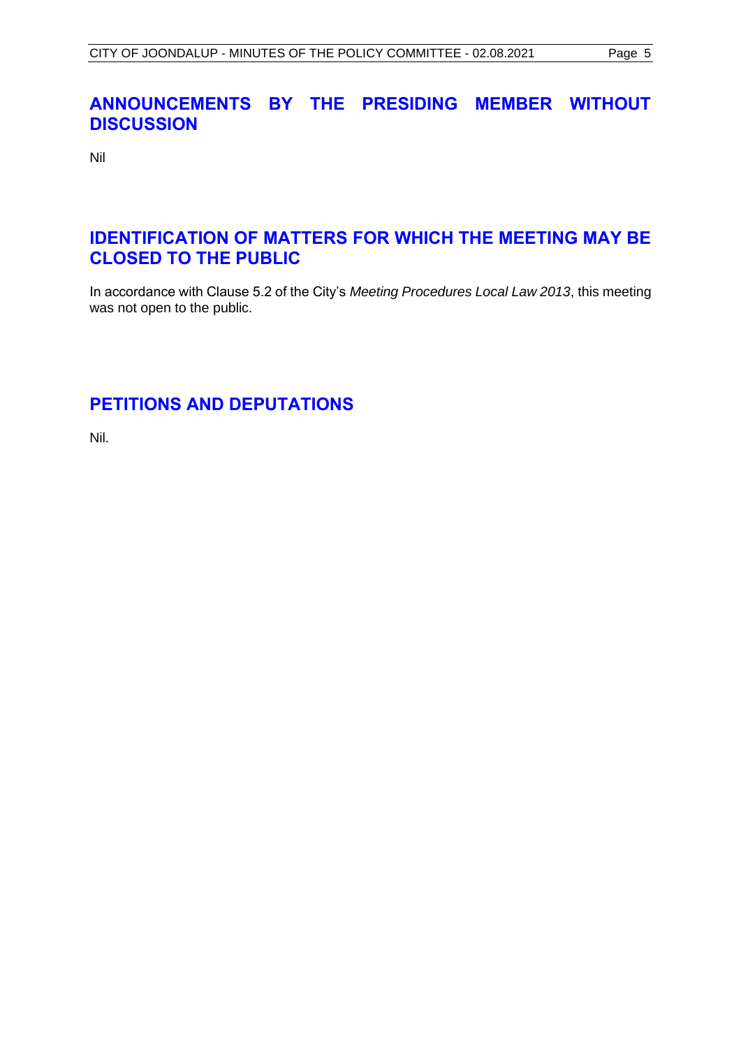## ANNOUNCEMENTS BY THE PRESIDING MEMBER WITHOUT DISCUSSION

Nil

## IDENTIFICATION OF MATTERS FOR WHICH THE MEETING MAY BE CLOSED TO THE PUBLIC

In accordance with Clause 5.2 of the City's *Meeting Procedures Local Law 2013*, this meeting was not open to the public.

## PETITIONS AND DEPUTATIONS

Nil.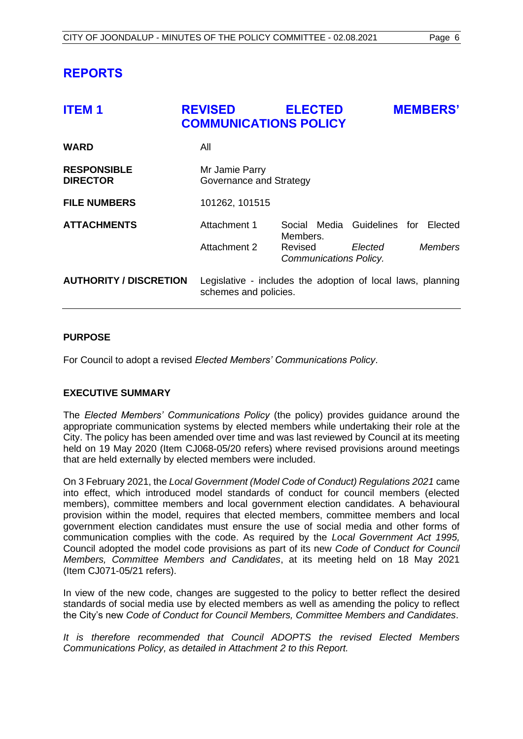# REPORTS

## ITEM 1 REVISED ELECTED MEMBERS' COMMUNICATIONS POLICY

| | | |
|---|---|---|
| **WARD** | All | |
| **RESPONSIBLE DIRECTOR** | Mr Jamie Parry<br>Governance and Strategy | |
| **FILE NUMBERS** | 101262, 101515 | |
| **ATTACHMENTS** | Attachment 1 | Social Media Guidelines for Elected Members. |
| | Attachment 2 | Revised *Elected Members Communications Policy.* |
| **AUTHORITY / DISCRETION** | Legislative - includes the adoption of local laws, planning schemes and policies. | |

**PURPOSE**

For Council to adopt a revised *Elected Members' Communications Policy*.

**EXECUTIVE SUMMARY**

The *Elected Members' Communications Policy* (the policy) provides guidance around the appropriate communication systems by elected members while undertaking their role at the City. The policy has been amended over time and was last reviewed by Council at its meeting held on 19 May 2020 (Item CJ068-05/20 refers) where revised provisions around meetings that are held externally by elected members were included.

On 3 February 2021, the *Local Government (Model Code of Conduct) Regulations 2021* came into effect, which introduced model standards of conduct for council members (elected members), committee members and local government election candidates. A behavioural provision within the model, requires that elected members, committee members and local government election candidates must ensure the use of social media and other forms of communication complies with the code. As required by the *Local Government Act 1995,* Council adopted the model code provisions as part of its new *Code of Conduct for Council Members, Committee Members and Candidates*, at its meeting held on 18 May 2021 (Item CJ071-05/21 refers).

In view of the new code, changes are suggested to the policy to better reflect the desired standards of social media use by elected members as well as amending the policy to reflect the City's new *Code of Conduct for Council Members, Committee Members and Candidates*.

*It is therefore recommended that Council ADOPTS the revised Elected Members Communications Policy, as detailed in Attachment 2 to this Report.*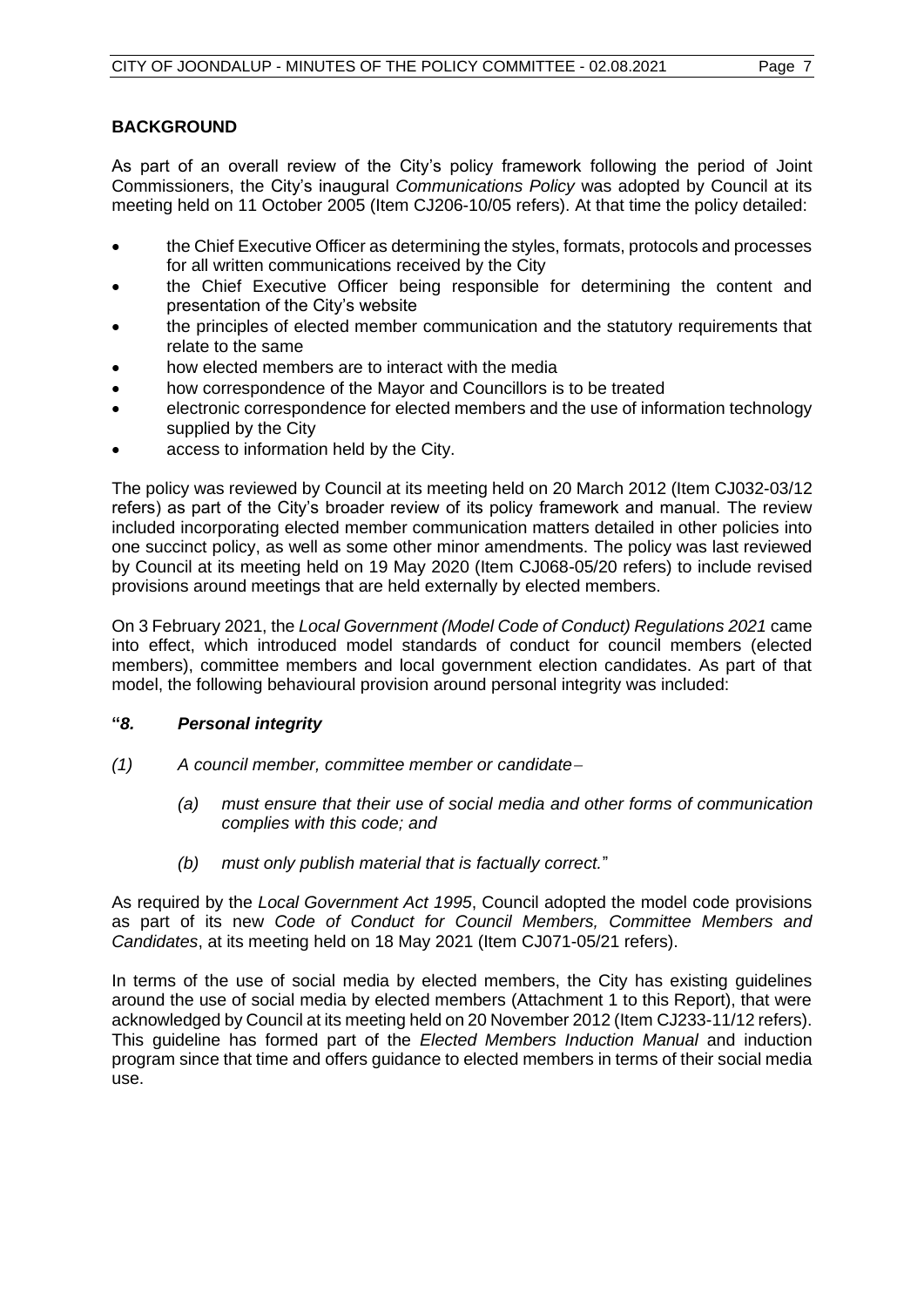## BACKGROUND

As part of an overall review of the City's policy framework following the period of Joint Commissioners, the City's inaugural *Communications Policy* was adopted by Council at its meeting held on 11 October 2005 (Item CJ206-10/05 refers). At that time the policy detailed:

- the Chief Executive Officer as determining the styles, formats, protocols and processes for all written communications received by the City
- the Chief Executive Officer being responsible for determining the content and presentation of the City's website
- the principles of elected member communication and the statutory requirements that relate to the same
- how elected members are to interact with the media
- how correspondence of the Mayor and Councillors is to be treated
- electronic correspondence for elected members and the use of information technology supplied by the City
- access to information held by the City.

The policy was reviewed by Council at its meeting held on 20 March 2012 (Item CJ032-03/12 refers) as part of the City's broader review of its policy framework and manual. The review included incorporating elected member communication matters detailed in other policies into one succinct policy, as well as some other minor amendments. The policy was last reviewed by Council at its meeting held on 19 May 2020 (Item CJ068-05/20 refers) to include revised provisions around meetings that are held externally by elected members.

On 3 February 2021, the *Local Government (Model Code of Conduct) Regulations 2021* came into effect, which introduced model standards of conduct for council members (elected members), committee members and local government election candidates. As part of that model, the following behavioural provision around personal integrity was included:

**"*8. Personal integrity***

*(1) A council member, committee member or candidate –*

> *(a) must ensure that their use of social media and other forms of communication complies with this code; and*
>
> *(b) must only publish material that is factually correct.*"

As required by the *Local Government Act 1995*, Council adopted the model code provisions as part of its new *Code of Conduct for Council Members, Committee Members and Candidates*, at its meeting held on 18 May 2021 (Item CJ071-05/21 refers).

In terms of the use of social media by elected members, the City has existing guidelines around the use of social media by elected members (Attachment 1 to this Report), that were acknowledged by Council at its meeting held on 20 November 2012 (Item CJ233-11/12 refers). This guideline has formed part of the *Elected Members Induction Manual* and induction program since that time and offers guidance to elected members in terms of their social media use.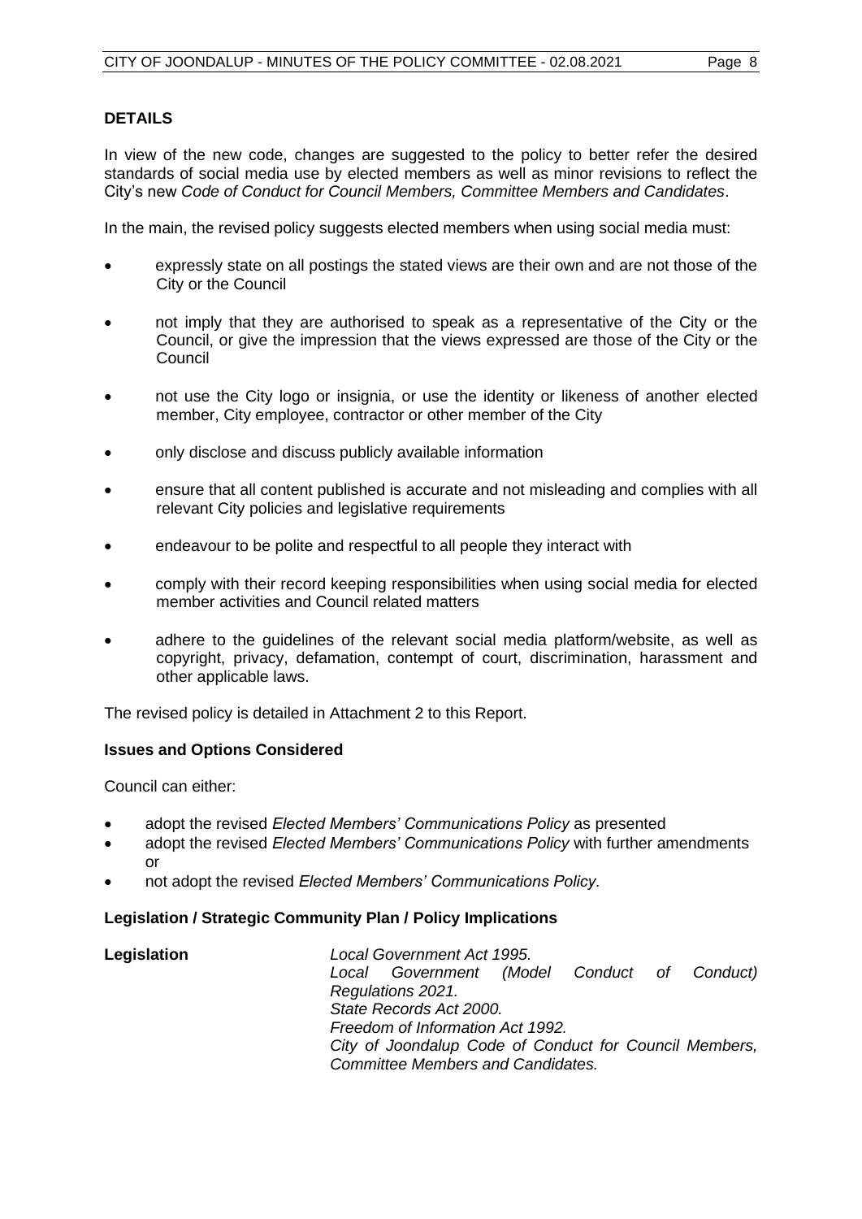## DETAILS

In view of the new code, changes are suggested to the policy to better refer the desired standards of social media use by elected members as well as minor revisions to reflect the City's new *Code of Conduct for Council Members, Committee Members and Candidates*.

In the main, the revised policy suggests elected members when using social media must:

- expressly state on all postings the stated views are their own and are not those of the City or the Council
- not imply that they are authorised to speak as a representative of the City or the Council, or give the impression that the views expressed are those of the City or the Council
- not use the City logo or insignia, or use the identity or likeness of another elected member, City employee, contractor or other member of the City
- only disclose and discuss publicly available information
- ensure that all content published is accurate and not misleading and complies with all relevant City policies and legislative requirements
- endeavour to be polite and respectful to all people they interact with
- comply with their record keeping responsibilities when using social media for elected member activities and Council related matters
- adhere to the guidelines of the relevant social media platform/website, as well as copyright, privacy, defamation, contempt of court, discrimination, harassment and other applicable laws.

The revised policy is detailed in Attachment 2 to this Report.

### Issues and Options Considered

Council can either:

- adopt the revised *Elected Members' Communications Policy* as presented
- adopt the revised *Elected Members' Communications Policy* with further amendments or
- not adopt the revised *Elected Members' Communications Policy.*

### Legislation / Strategic Community Plan / Policy Implications

| | |
|---|---|
| **Legislation** | *Local Government Act 1995.*<br>*Local Government (Model Conduct of Conduct) Regulations 2021.*<br>*State Records Act 2000.*<br>*Freedom of Information Act 1992.*<br>*City of Joondalup Code of Conduct for Council Members, Committee Members and Candidates.* |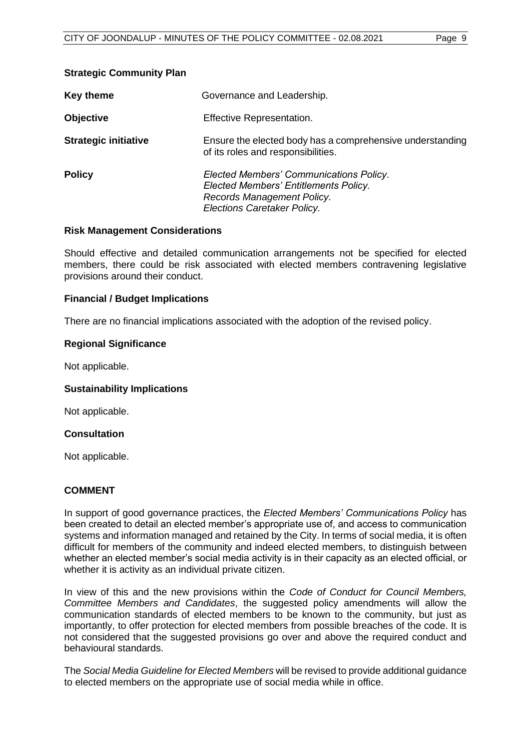**Strategic Community Plan**

| | |
|---|---|
| **Key theme** | Governance and Leadership. |
| **Objective** | Effective Representation. |
| **Strategic initiative** | Ensure the elected body has a comprehensive understanding of its roles and responsibilities. |
| **Policy** | *Elected Members' Communications Policy*.<br>*Elected Members' Entitlements Policy.*<br>*Records Management Policy.*<br>*Elections Caretaker Policy.* |

**Risk Management Considerations**

Should effective and detailed communication arrangements not be specified for elected members, there could be risk associated with elected members contravening legislative provisions around their conduct.

**Financial / Budget Implications**

There are no financial implications associated with the adoption of the revised policy.

**Regional Significance**

Not applicable.

**Sustainability Implications**

Not applicable.

**Consultation**

Not applicable.

**COMMENT**

In support of good governance practices, the *Elected Members' Communications Policy* has been created to detail an elected member's appropriate use of, and access to communication systems and information managed and retained by the City. In terms of social media, it is often difficult for members of the community and indeed elected members, to distinguish between whether an elected member's social media activity is in their capacity as an elected official, or whether it is activity as an individual private citizen.

In view of this and the new provisions within the *Code of Conduct for Council Members, Committee Members and Candidates*, the suggested policy amendments will allow the communication standards of elected members to be known to the community, but just as importantly, to offer protection for elected members from possible breaches of the code. It is not considered that the suggested provisions go over and above the required conduct and behavioural standards.

The *Social Media Guideline for Elected Members* will be revised to provide additional guidance to elected members on the appropriate use of social media while in office.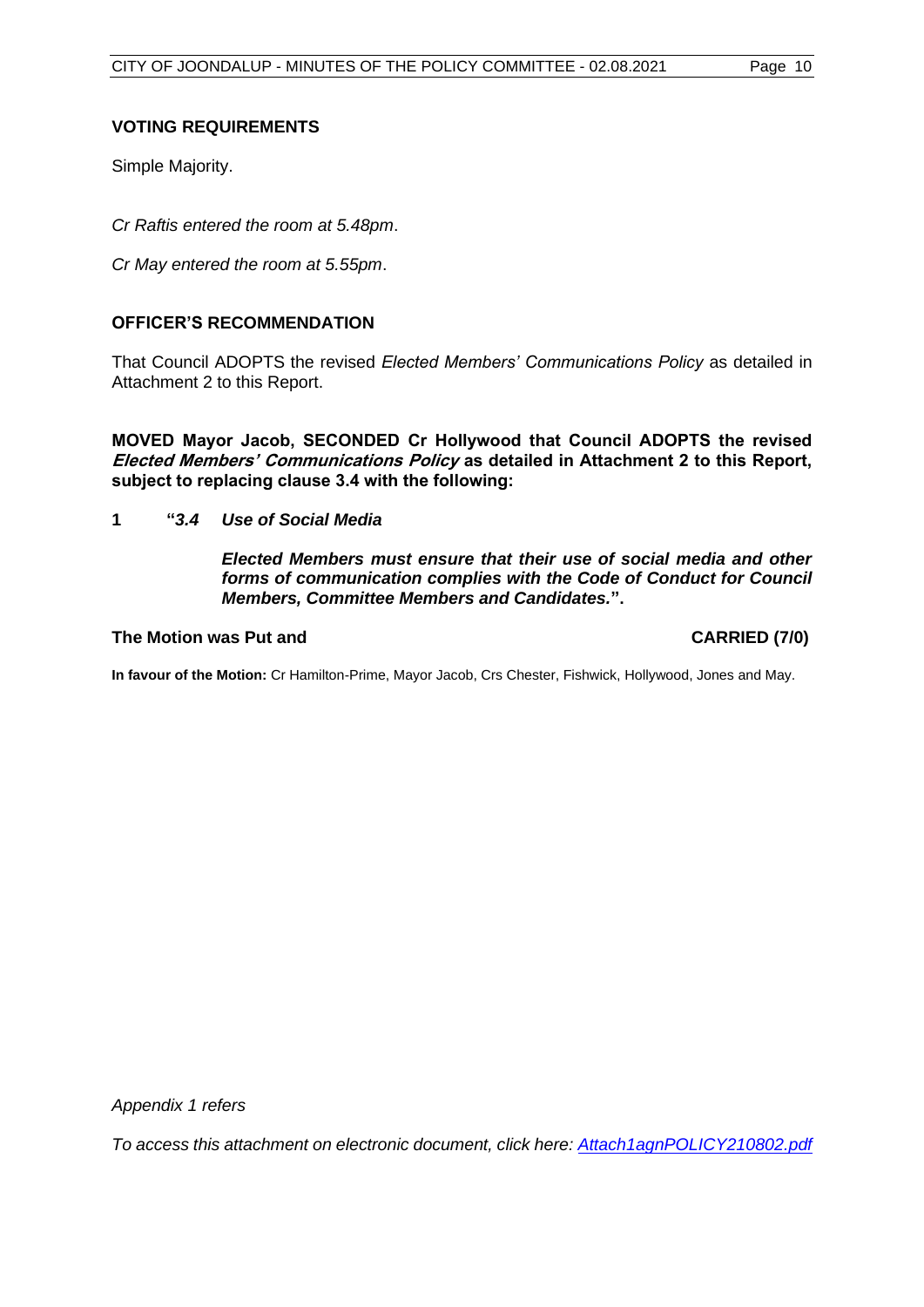### VOTING REQUIREMENTS

Simple Majority.

*Cr Raftis entered the room at 5.48pm.*

*Cr May entered the room at 5.55pm.*

### OFFICER'S RECOMMENDATION

That Council ADOPTS the revised *Elected Members' Communications Policy* as detailed in Attachment 2 to this Report.

**MOVED Mayor Jacob, SECONDED Cr Hollywood that Council ADOPTS the revised *Elected Members' Communications Policy* as detailed in Attachment 2 to this Report, subject to replacing clause 3.4 with the following:**

**1 "*3.4 Use of Social Media***

***Elected Members must ensure that their use of social media and other forms of communication complies with the Code of Conduct for Council Members, Committee Members and Candidates.*".**

**The Motion was Put and CARRIED (7/0)**

**In favour of the Motion:** Cr Hamilton-Prime, Mayor Jacob, Crs Chester, Fishwick, Hollywood, Jones and May.

*Appendix 1 refers*

*To access this attachment on electronic document, click here: [Attach1agnPOLICY210802.pdf]()*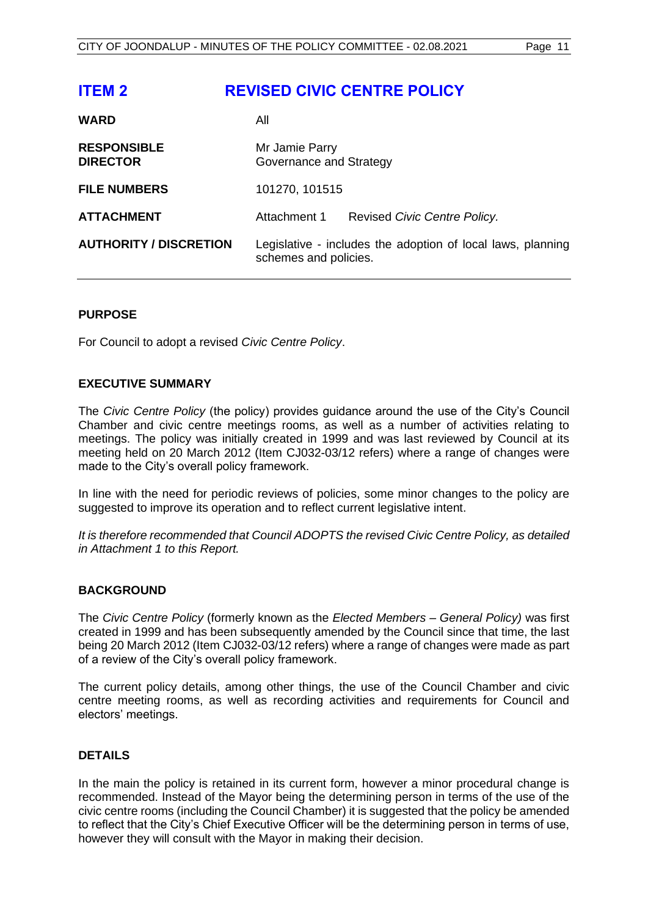# ITEM 2 REVISED CIVIC CENTRE POLICY

| | |
|---|---|
| **WARD** | All |
| **RESPONSIBLE DIRECTOR** | Mr Jamie Parry<br>Governance and Strategy |
| **FILE NUMBERS** | 101270, 101515 |
| **ATTACHMENT** | Attachment 1 Revised *Civic Centre Policy.* |
| **AUTHORITY / DISCRETION** | Legislative - includes the adoption of local laws, planning schemes and policies. |

## PURPOSE

For Council to adopt a revised *Civic Centre Policy*.

## EXECUTIVE SUMMARY

The *Civic Centre Policy* (the policy) provides guidance around the use of the City's Council Chamber and civic centre meetings rooms, as well as a number of activities relating to meetings. The policy was initially created in 1999 and was last reviewed by Council at its meeting held on 20 March 2012 (Item CJ032-03/12 refers) where a range of changes were made to the City's overall policy framework.

In line with the need for periodic reviews of policies, some minor changes to the policy are suggested to improve its operation and to reflect current legislative intent.

*It is therefore recommended that Council ADOPTS the revised Civic Centre Policy, as detailed in Attachment 1 to this Report.*

## BACKGROUND

The *Civic Centre Policy* (formerly known as the *Elected Members – General Policy)* was first created in 1999 and has been subsequently amended by the Council since that time, the last being 20 March 2012 (Item CJ032-03/12 refers) where a range of changes were made as part of a review of the City's overall policy framework.

The current policy details, among other things, the use of the Council Chamber and civic centre meeting rooms, as well as recording activities and requirements for Council and electors' meetings.

## DETAILS

In the main the policy is retained in its current form, however a minor procedural change is recommended. Instead of the Mayor being the determining person in terms of the use of the civic centre rooms (including the Council Chamber) it is suggested that the policy be amended to reflect that the City's Chief Executive Officer will be the determining person in terms of use, however they will consult with the Mayor in making their decision.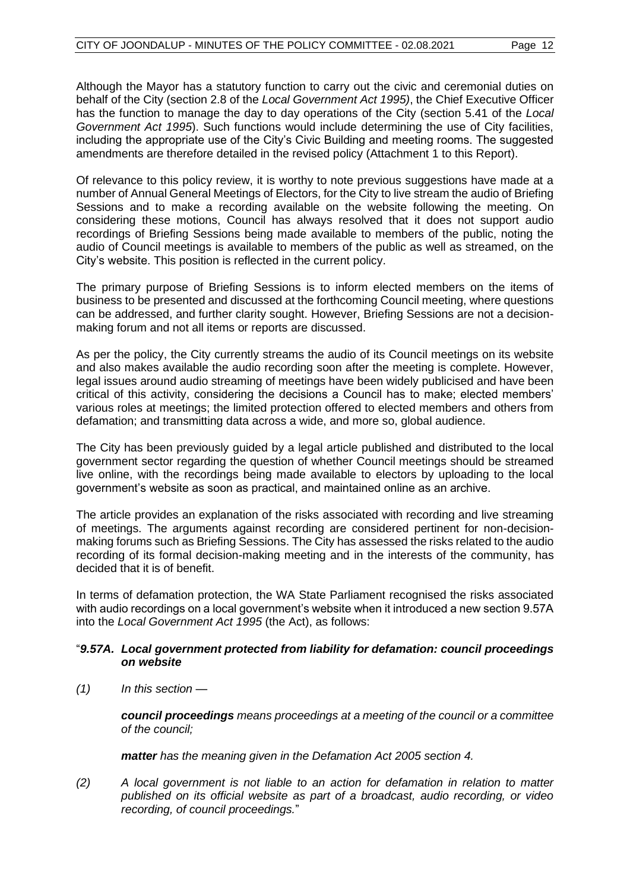Although the Mayor has a statutory function to carry out the civic and ceremonial duties on behalf of the City (section 2.8 of the *Local Government Act 1995)*, the Chief Executive Officer has the function to manage the day to day operations of the City (section 5.41 of the *Local Government Act 1995*). Such functions would include determining the use of City facilities, including the appropriate use of the City's Civic Building and meeting rooms. The suggested amendments are therefore detailed in the revised policy (Attachment 1 to this Report).

Of relevance to this policy review, it is worthy to note previous suggestions have made at a number of Annual General Meetings of Electors, for the City to live stream the audio of Briefing Sessions and to make a recording available on the website following the meeting. On considering these motions, Council has always resolved that it does not support audio recordings of Briefing Sessions being made available to members of the public, noting the audio of Council meetings is available to members of the public as well as streamed, on the City's website. This position is reflected in the current policy.

The primary purpose of Briefing Sessions is to inform elected members on the items of business to be presented and discussed at the forthcoming Council meeting, where questions can be addressed, and further clarity sought. However, Briefing Sessions are not a decision-making forum and not all items or reports are discussed.

As per the policy, the City currently streams the audio of its Council meetings on its website and also makes available the audio recording soon after the meeting is complete. However, legal issues around audio streaming of meetings have been widely publicised and have been critical of this activity, considering the decisions a Council has to make; elected members' various roles at meetings; the limited protection offered to elected members and others from defamation; and transmitting data across a wide, and more so, global audience.

The City has been previously guided by a legal article published and distributed to the local government sector regarding the question of whether Council meetings should be streamed live online, with the recordings being made available to electors by uploading to the local government's website as soon as practical, and maintained online as an archive.

The article provides an explanation of the risks associated with recording and live streaming of meetings. The arguments against recording are considered pertinent for non-decision-making forums such as Briefing Sessions. The City has assessed the risks related to the audio recording of its formal decision-making meeting and in the interests of the community, has decided that it is of benefit.

In terms of defamation protection, the WA State Parliament recognised the risks associated with audio recordings on a local government's website when it introduced a new section 9.57A into the *Local Government Act 1995* (the Act), as follows:

"***9.57A. Local government protected from liability for defamation: council proceedings on website***

*(1) In this section —*

> ***council proceedings*** *means proceedings at a meeting of the council or a committee of the council;*
>
> ***matter*** *has the meaning given in the Defamation Act 2005 section 4.*

*(2) A local government is not liable to an action for defamation in relation to matter published on its official website as part of a broadcast, audio recording, or video recording, of council proceedings.*"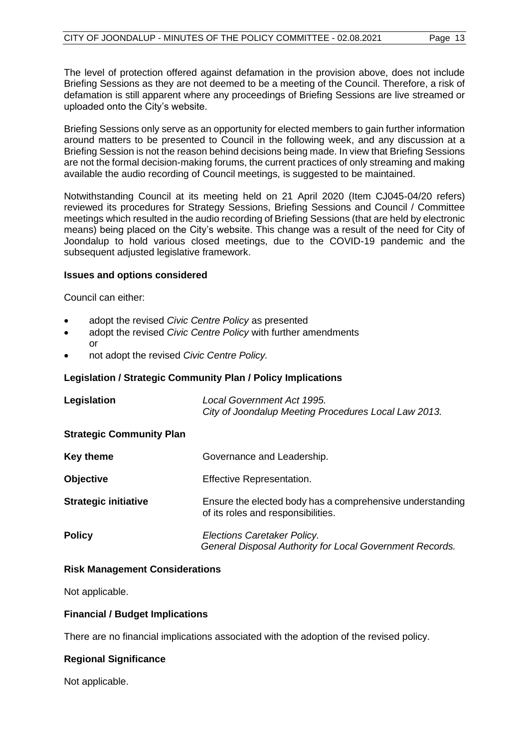The level of protection offered against defamation in the provision above, does not include Briefing Sessions as they are not deemed to be a meeting of the Council. Therefore, a risk of defamation is still apparent where any proceedings of Briefing Sessions are live streamed or uploaded onto the City's website.

Briefing Sessions only serve as an opportunity for elected members to gain further information around matters to be presented to Council in the following week, and any discussion at a Briefing Session is not the reason behind decisions being made. In view that Briefing Sessions are not the formal decision-making forums, the current practices of only streaming and making available the audio recording of Council meetings, is suggested to be maintained.

Notwithstanding Council at its meeting held on 21 April 2020 (Item CJ045-04/20 refers) reviewed its procedures for Strategy Sessions, Briefing Sessions and Council / Committee meetings which resulted in the audio recording of Briefing Sessions (that are held by electronic means) being placed on the City's website. This change was a result of the need for City of Joondalup to hold various closed meetings, due to the COVID-19 pandemic and the subsequent adjusted legislative framework.

### Issues and options considered

Council can either:

- adopt the revised *Civic Centre Policy* as presented
- adopt the revised *Civic Centre Policy* with further amendments or
- not adopt the revised *Civic Centre Policy.*

### Legislation / Strategic Community Plan / Policy Implications

**Legislation** — *Local Government Act 1995.*
*City of Joondalup Meeting Procedures Local Law 2013.*

**Strategic Community Plan**

**Key theme** — Governance and Leadership.

**Objective** — Effective Representation.

**Strategic initiative** — Ensure the elected body has a comprehensive understanding of its roles and responsibilities.

**Policy** — *Elections Caretaker Policy.*
*General Disposal Authority for Local Government Records.*

### Risk Management Considerations

Not applicable.

### Financial / Budget Implications

There are no financial implications associated with the adoption of the revised policy.

### Regional Significance

Not applicable.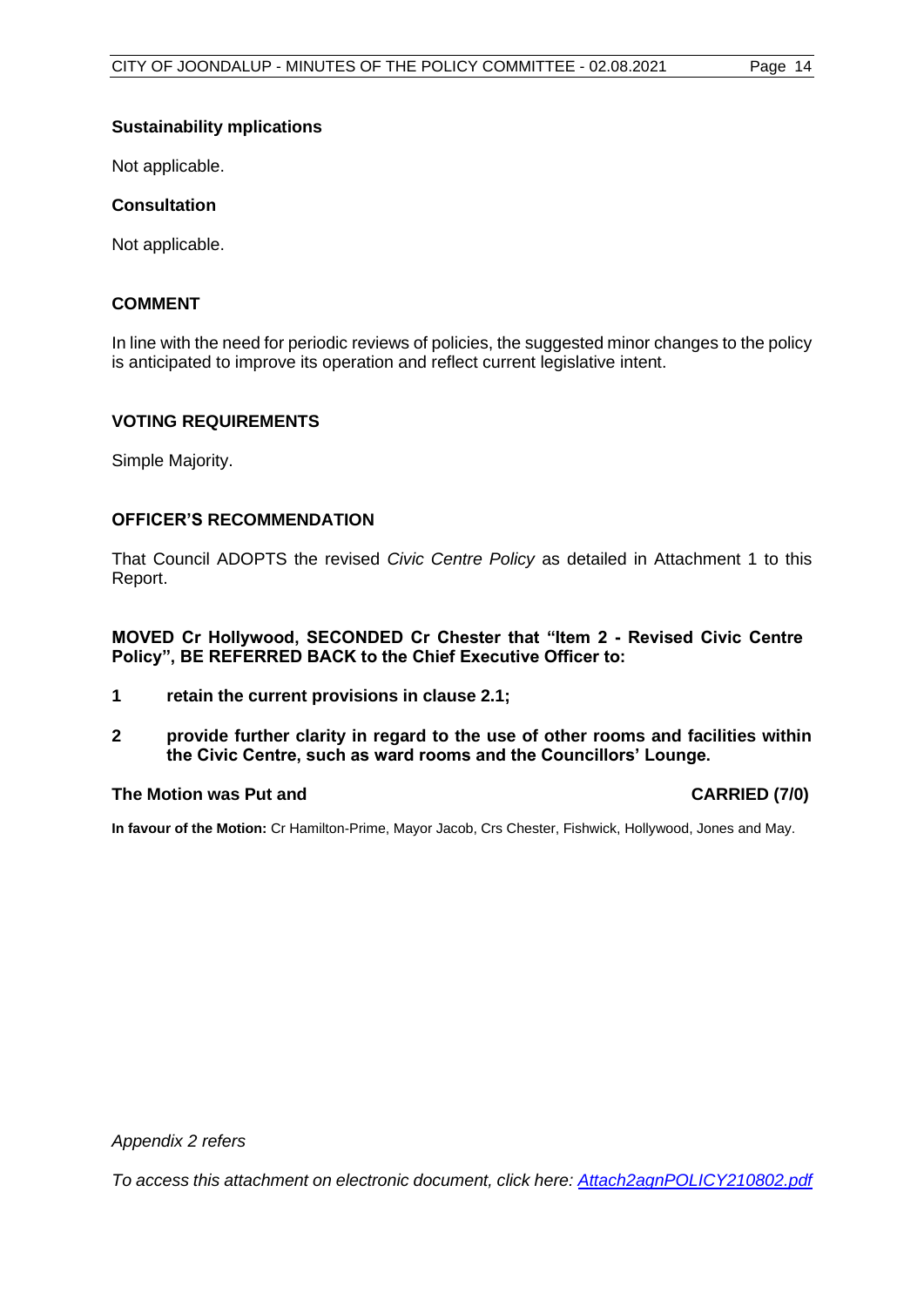**Sustainability mplications**

Not applicable.

**Consultation**

Not applicable.

## COMMENT

In line with the need for periodic reviews of policies, the suggested minor changes to the policy is anticipated to improve its operation and reflect current legislative intent.

## VOTING REQUIREMENTS

Simple Majority.

## OFFICER'S RECOMMENDATION

That Council ADOPTS the revised *Civic Centre Policy* as detailed in Attachment 1 to this Report.

**MOVED Cr Hollywood, SECONDED Cr Chester that "Item 2 - Revised Civic Centre Policy", BE REFERRED BACK to the Chief Executive Officer to:**

**1 retain the current provisions in clause 2.1;**

**2 provide further clarity in regard to the use of other rooms and facilities within the Civic Centre, such as ward rooms and the Councillors' Lounge.**

**The Motion was Put and CARRIED (7/0)**

**In favour of the Motion:** Cr Hamilton-Prime, Mayor Jacob, Crs Chester, Fishwick, Hollywood, Jones and May.

*Appendix 2 refers*

*To access this attachment on electronic document, click here: Attach2agnPOLICY210802.pdf*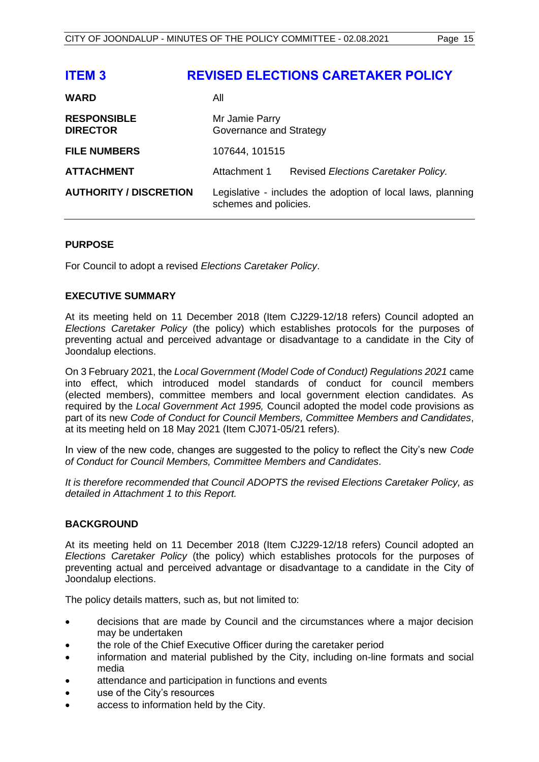# ITEM 3 REVISED ELECTIONS CARETAKER POLICY

| | |
|---|---|
| **WARD** | All |
| **RESPONSIBLE DIRECTOR** | Mr Jamie Parry<br>Governance and Strategy |
| **FILE NUMBERS** | 107644, 101515 |
| **ATTACHMENT** | Attachment 1 Revised *Elections Caretaker Policy.* |
| **AUTHORITY / DISCRETION** | Legislative - includes the adoption of local laws, planning schemes and policies. |

## PURPOSE

For Council to adopt a revised *Elections Caretaker Policy*.

## EXECUTIVE SUMMARY

At its meeting held on 11 December 2018 (Item CJ229-12/18 refers) Council adopted an *Elections Caretaker Policy* (the policy) which establishes protocols for the purposes of preventing actual and perceived advantage or disadvantage to a candidate in the City of Joondalup elections.

On 3 February 2021, the *Local Government (Model Code of Conduct) Regulations 2021* came into effect, which introduced model standards of conduct for council members (elected members), committee members and local government election candidates. As required by the *Local Government Act 1995,* Council adopted the model code provisions as part of its new *Code of Conduct for Council Members, Committee Members and Candidates*, at its meeting held on 18 May 2021 (Item CJ071-05/21 refers).

In view of the new code, changes are suggested to the policy to reflect the City's new *Code of Conduct for Council Members, Committee Members and Candidates*.

*It is therefore recommended that Council ADOPTS the revised Elections Caretaker Policy, as detailed in Attachment 1 to this Report.*

## BACKGROUND

At its meeting held on 11 December 2018 (Item CJ229-12/18 refers) Council adopted an *Elections Caretaker Policy* (the policy) which establishes protocols for the purposes of preventing actual and perceived advantage or disadvantage to a candidate in the City of Joondalup elections.

The policy details matters, such as, but not limited to:

- decisions that are made by Council and the circumstances where a major decision may be undertaken
- the role of the Chief Executive Officer during the caretaker period
- information and material published by the City, including on-line formats and social media
- attendance and participation in functions and events
- use of the City's resources
- access to information held by the City.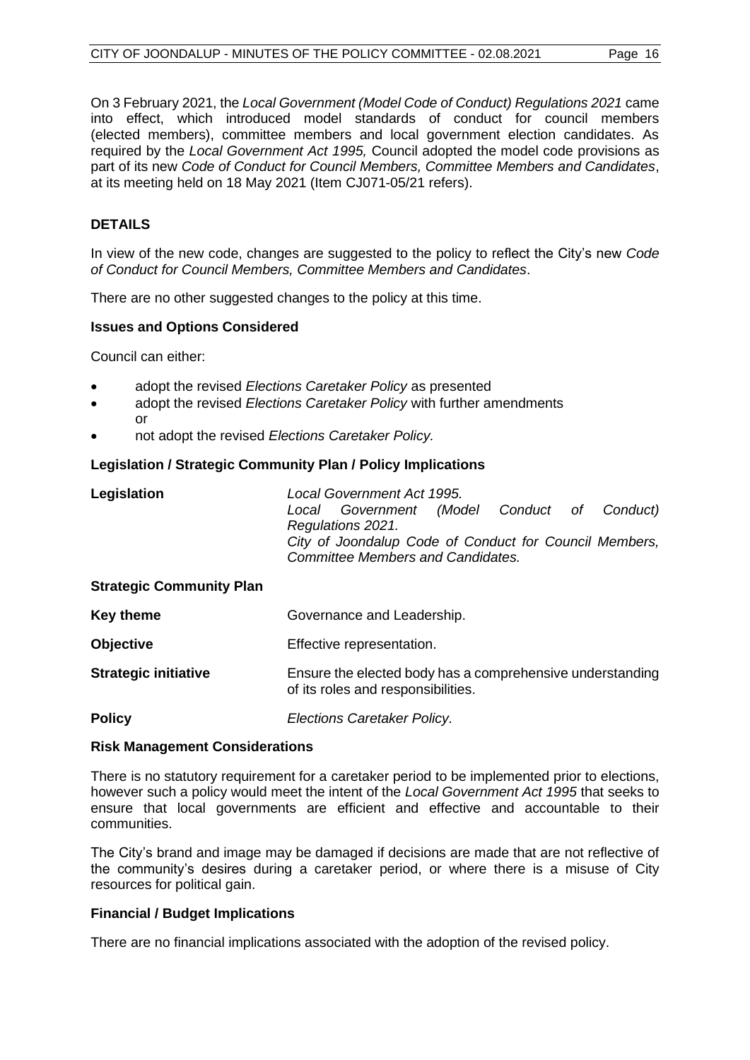On 3 February 2021, the *Local Government (Model Code of Conduct) Regulations 2021* came into effect, which introduced model standards of conduct for council members (elected members), committee members and local government election candidates. As required by the *Local Government Act 1995,* Council adopted the model code provisions as part of its new *Code of Conduct for Council Members, Committee Members and Candidates*, at its meeting held on 18 May 2021 (Item CJ071-05/21 refers).

## DETAILS

In view of the new code, changes are suggested to the policy to reflect the City's new *Code of Conduct for Council Members, Committee Members and Candidates*.

There are no other suggested changes to the policy at this time.

### Issues and Options Considered

Council can either:

- adopt the revised *Elections Caretaker Policy* as presented
- adopt the revised *Elections Caretaker Policy* with further amendments or
- not adopt the revised *Elections Caretaker Policy.*

### Legislation / Strategic Community Plan / Policy Implications

| | |
|---|---|
| **Legislation** | *Local Government Act 1995.* <br> *Local Government (Model Conduct of Conduct) Regulations 2021.* <br> *City of Joondalup Code of Conduct for Council Members, Committee Members and Candidates.* |
| **Strategic Community Plan** | |
| **Key theme** | Governance and Leadership. |
| **Objective** | Effective representation. |
| **Strategic initiative** | Ensure the elected body has a comprehensive understanding of its roles and responsibilities. |
| **Policy** | *Elections Caretaker Policy.* |

### Risk Management Considerations

There is no statutory requirement for a caretaker period to be implemented prior to elections, however such a policy would meet the intent of the *Local Government Act 1995* that seeks to ensure that local governments are efficient and effective and accountable to their communities.

The City's brand and image may be damaged if decisions are made that are not reflective of the community's desires during a caretaker period, or where there is a misuse of City resources for political gain.

### Financial / Budget Implications

There are no financial implications associated with the adoption of the revised policy.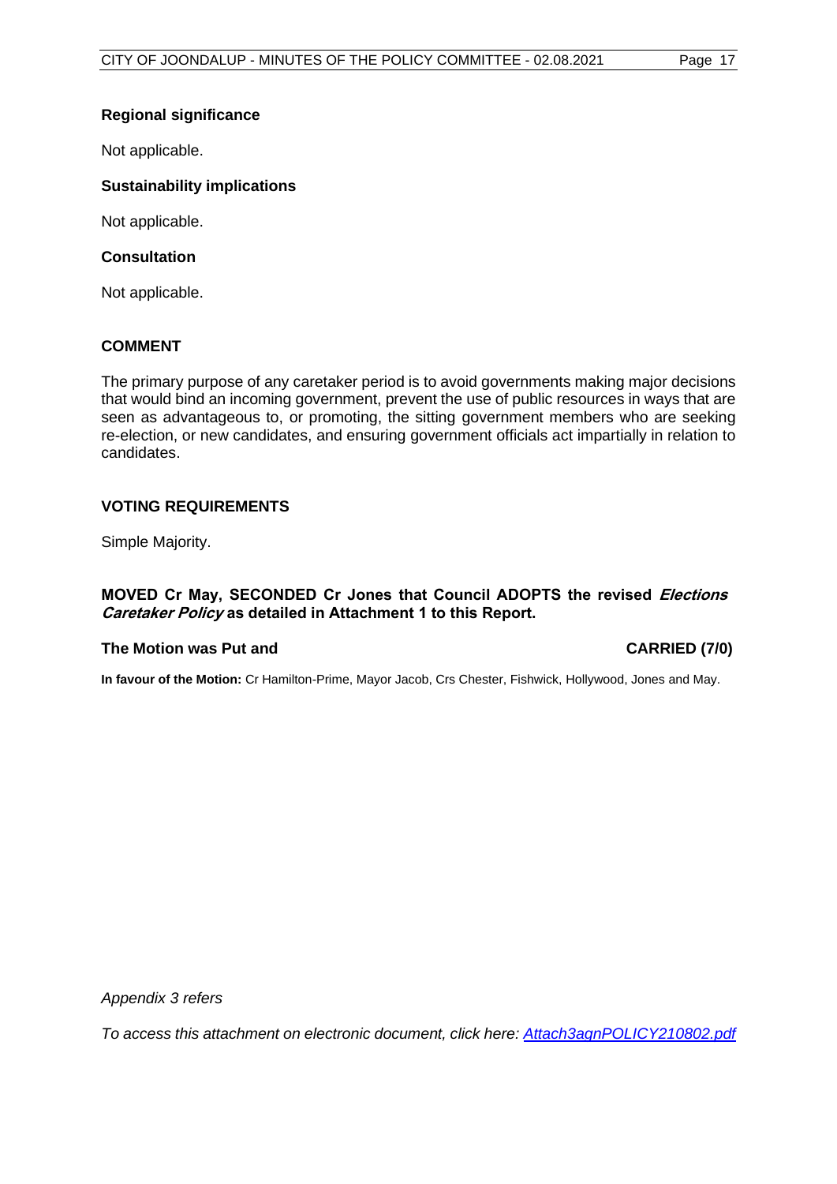### Regional significance

Not applicable.

### Sustainability implications

Not applicable.

### Consultation

Not applicable.

## COMMENT

The primary purpose of any caretaker period is to avoid governments making major decisions that would bind an incoming government, prevent the use of public resources in ways that are seen as advantageous to, or promoting, the sitting government members who are seeking re-election, or new candidates, and ensuring government officials act impartially in relation to candidates.

## VOTING REQUIREMENTS

Simple Majority.

**MOVED Cr May, SECONDED Cr Jones that Council ADOPTS the revised *Elections Caretaker Policy* as detailed in Attachment 1 to this Report.**

**The Motion was Put and CARRIED (7/0)**

**In favour of the Motion:** Cr Hamilton-Prime, Mayor Jacob, Crs Chester, Fishwick, Hollywood, Jones and May.

*Appendix 3 refers*

*To access this attachment on electronic document, click here: [Attach3agnPOLICY210802.pdf](Attach3agnPOLICY210802.pdf)*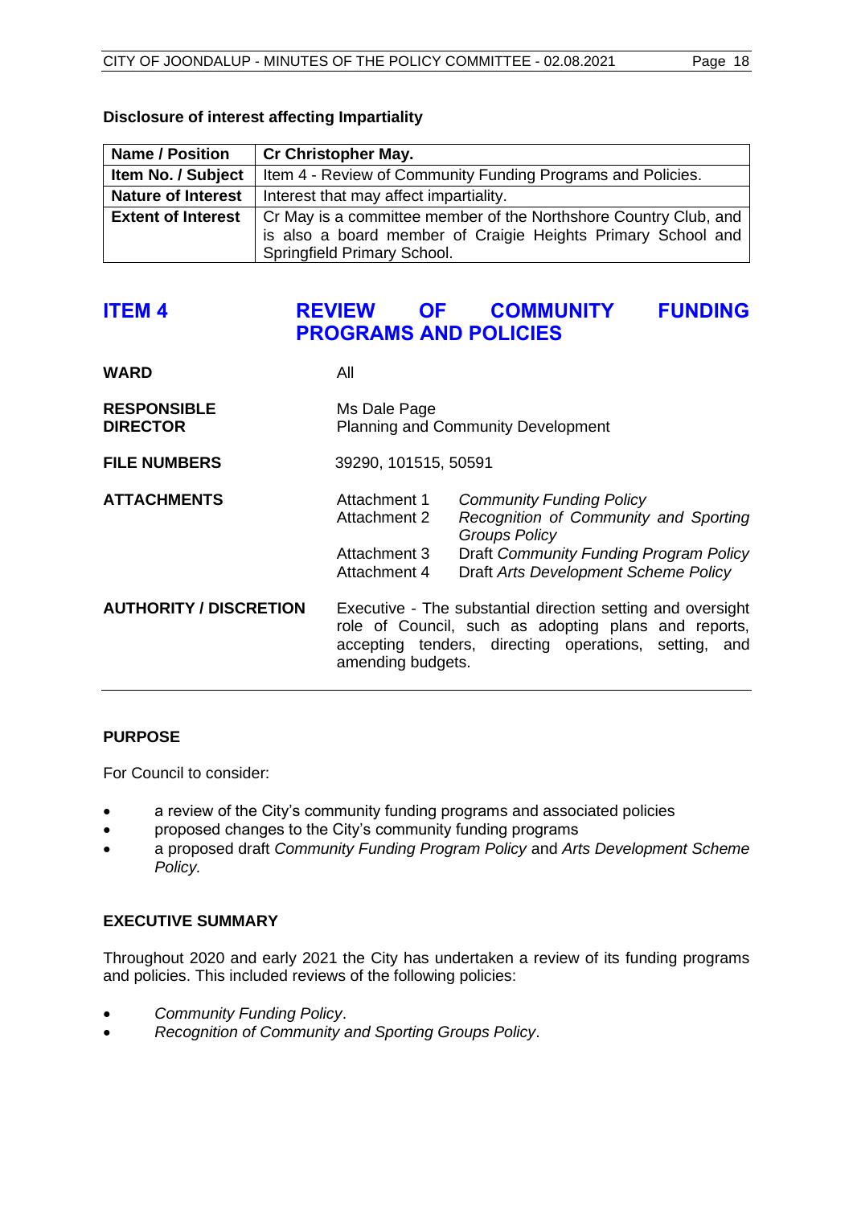### Disclosure of interest affecting Impartiality

| **Name / Position** | **Cr Christopher May.** |
|---|---|
| **Item No. / Subject** | Item 4 - Review of Community Funding Programs and Policies. |
| **Nature of Interest** | Interest that may affect impartiality. |
| **Extent of Interest** | Cr May is a committee member of the Northshore Country Club, and is also a board member of Craigie Heights Primary School and Springfield Primary School. |

## ITEM 4 REVIEW OF COMMUNITY FUNDING PROGRAMS AND POLICIES

| | | |
|---|---|---|
| **WARD** | All | |
| **RESPONSIBLE DIRECTOR** | Ms Dale Page<br>Planning and Community Development | |
| **FILE NUMBERS** | 39290, 101515, 50591 | |
| **ATTACHMENTS** | Attachment 1 | *Community Funding Policy* |
| | Attachment 2 | *Recognition of Community and Sporting Groups Policy* |
| | Attachment 3 | Draft *Community Funding Program Policy* |
| | Attachment 4 | Draft *Arts Development Scheme Policy* |
| **AUTHORITY / DISCRETION** | Executive - The substantial direction setting and oversight role of Council, such as adopting plans and reports, accepting tenders, directing operations, setting, and amending budgets. | |

### PURPOSE

For Council to consider:

- a review of the City's community funding programs and associated policies
- proposed changes to the City's community funding programs
- a proposed draft *Community Funding Program Policy* and *Arts Development Scheme Policy.*

### EXECUTIVE SUMMARY

Throughout 2020 and early 2021 the City has undertaken a review of its funding programs and policies. This included reviews of the following policies:

- *Community Funding Policy*.
- *Recognition of Community and Sporting Groups Policy*.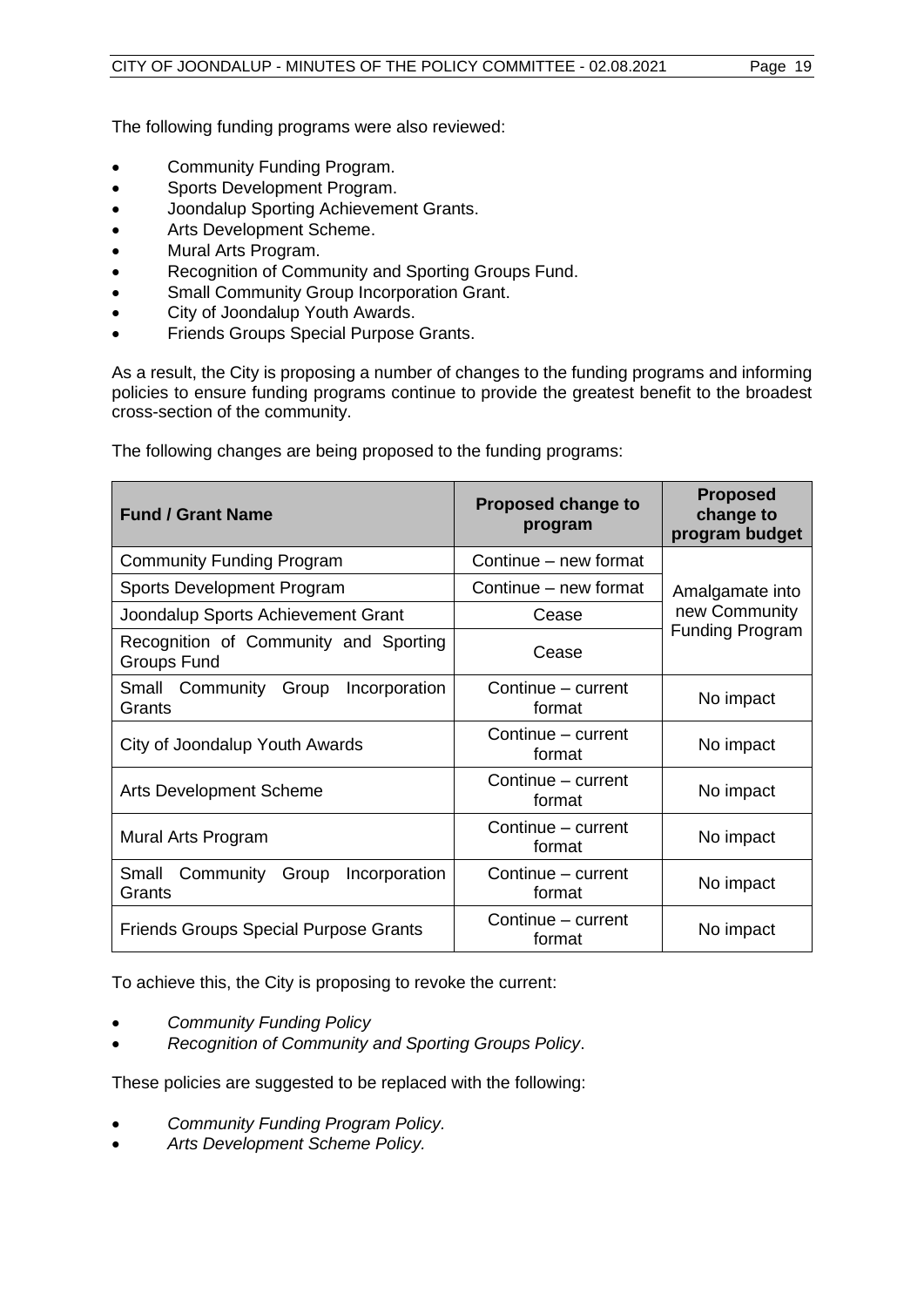The following funding programs were also reviewed:

- Community Funding Program.
- Sports Development Program.
- Joondalup Sporting Achievement Grants.
- Arts Development Scheme.
- Mural Arts Program.
- Recognition of Community and Sporting Groups Fund.
- Small Community Group Incorporation Grant.
- City of Joondalup Youth Awards.
- Friends Groups Special Purpose Grants.

As a result, the City is proposing a number of changes to the funding programs and informing policies to ensure funding programs continue to provide the greatest benefit to the broadest cross-section of the community.

The following changes are being proposed to the funding programs:

| Fund / Grant Name | Proposed change to program | Proposed change to program budget |
|---|---|---|
| Community Funding Program | Continue – new format | Amalgamate into new Community Funding Program |
| Sports Development Program | Continue – new format | |
| Joondalup Sports Achievement Grant | Cease | |
| Recognition of Community and Sporting Groups Fund | Cease | |
| Small Community Group Incorporation Grants | Continue – current format | No impact |
| City of Joondalup Youth Awards | Continue – current format | No impact |
| Arts Development Scheme | Continue – current format | No impact |
| Mural Arts Program | Continue – current format | No impact |
| Small Community Group Incorporation Grants | Continue – current format | No impact |
| Friends Groups Special Purpose Grants | Continue – current format | No impact |

To achieve this, the City is proposing to revoke the current:

- *Community Funding Policy*
- *Recognition of Community and Sporting Groups Policy*.

These policies are suggested to be replaced with the following:

- *Community Funding Program Policy.*
- *Arts Development Scheme Policy.*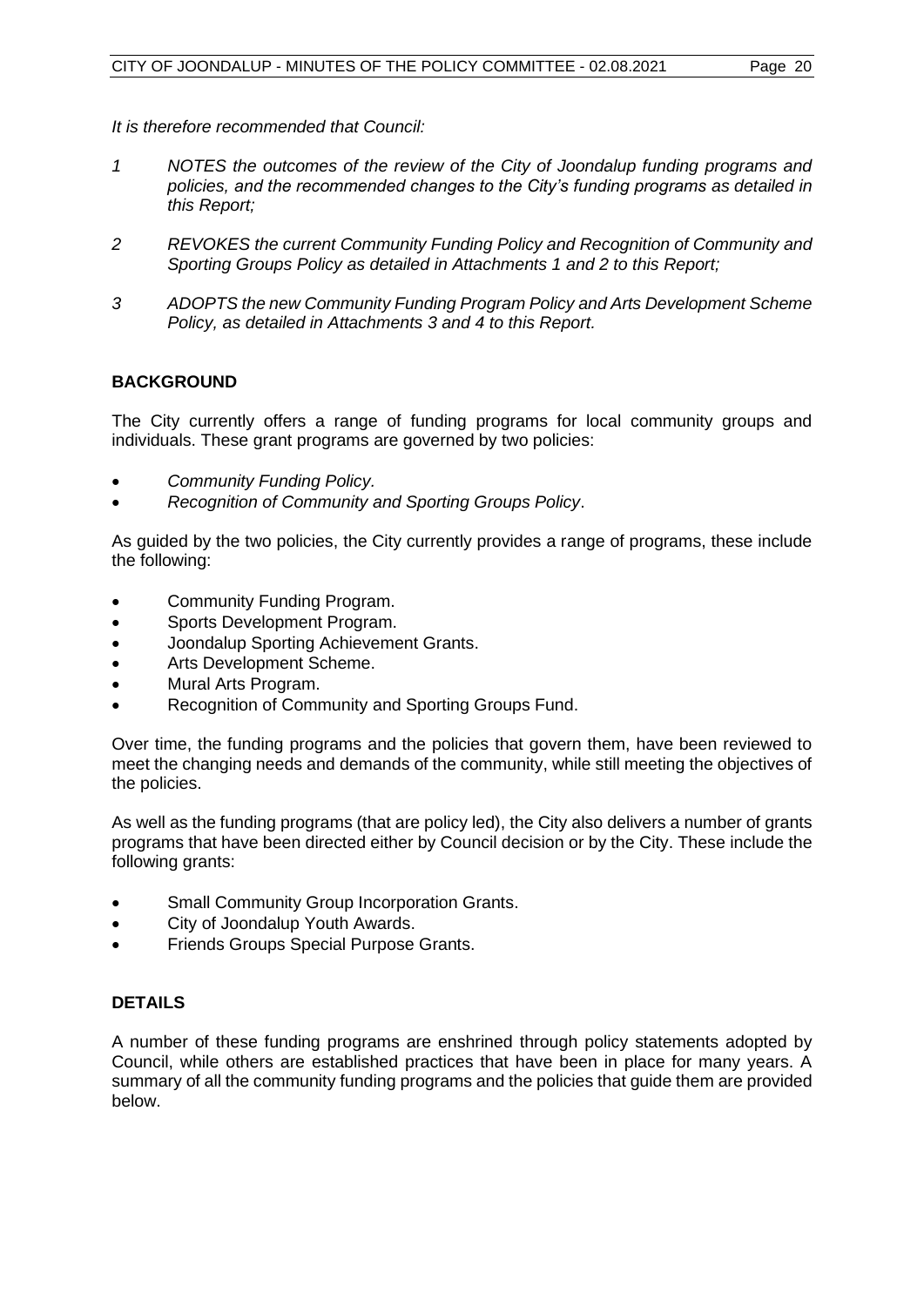*It is therefore recommended that Council:*

*1 NOTES the outcomes of the review of the City of Joondalup funding programs and policies, and the recommended changes to the City's funding programs as detailed in this Report;*

*2 REVOKES the current Community Funding Policy and Recognition of Community and Sporting Groups Policy as detailed in Attachments 1 and 2 to this Report;*

*3 ADOPTS the new Community Funding Program Policy and Arts Development Scheme Policy, as detailed in Attachments 3 and 4 to this Report.*

## BACKGROUND

The City currently offers a range of funding programs for local community groups and individuals. These grant programs are governed by two policies:

- *Community Funding Policy.*
- *Recognition of Community and Sporting Groups Policy*.

As guided by the two policies, the City currently provides a range of programs, these include the following:

- Community Funding Program.
- Sports Development Program.
- Joondalup Sporting Achievement Grants.
- Arts Development Scheme.
- Mural Arts Program.
- Recognition of Community and Sporting Groups Fund.

Over time, the funding programs and the policies that govern them, have been reviewed to meet the changing needs and demands of the community, while still meeting the objectives of the policies.

As well as the funding programs (that are policy led), the City also delivers a number of grants programs that have been directed either by Council decision or by the City. These include the following grants:

- Small Community Group Incorporation Grants.
- City of Joondalup Youth Awards.
- Friends Groups Special Purpose Grants.

## DETAILS

A number of these funding programs are enshrined through policy statements adopted by Council, while others are established practices that have been in place for many years. A summary of all the community funding programs and the policies that guide them are provided below.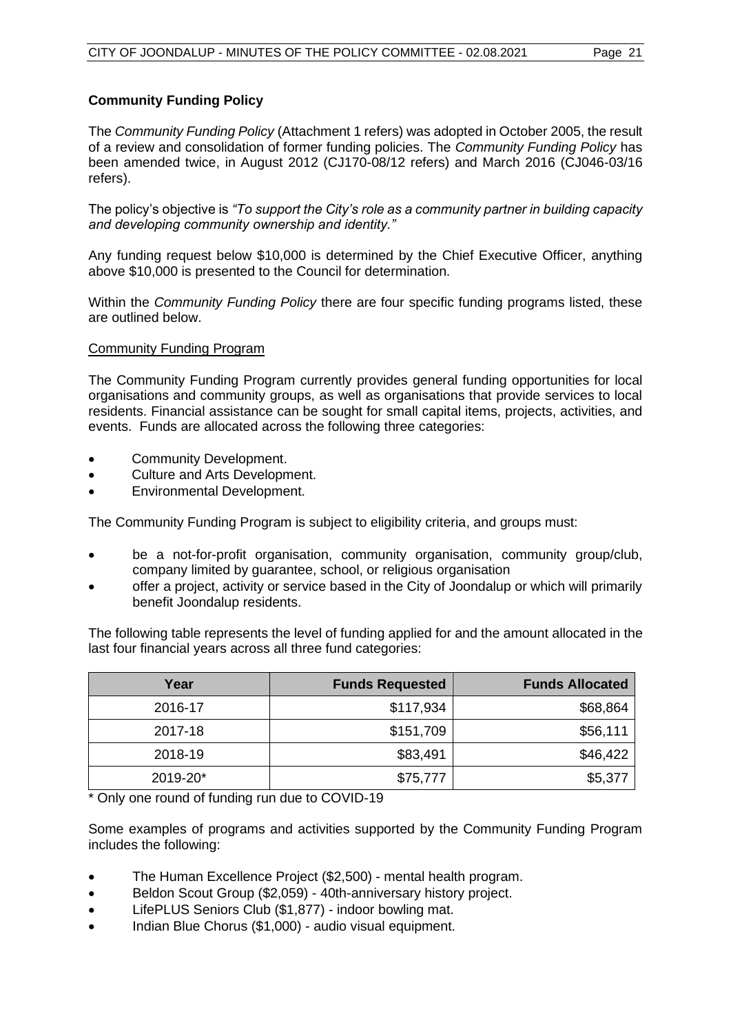## Community Funding Policy

The *Community Funding Policy* (Attachment 1 refers) was adopted in October 2005, the result of a review and consolidation of former funding policies. The *Community Funding Policy* has been amended twice, in August 2012 (CJ170-08/12 refers) and March 2016 (CJ046-03/16 refers).

The policy's objective is *"To support the City's role as a community partner in building capacity and developing community ownership and identity."*

Any funding request below $10,000 is determined by the Chief Executive Officer, anything above $10,000 is presented to the Council for determination.

Within the *Community Funding Policy* there are four specific funding programs listed, these are outlined below.

### Community Funding Program

The Community Funding Program currently provides general funding opportunities for local organisations and community groups, as well as organisations that provide services to local residents. Financial assistance can be sought for small capital items, projects, activities, and events. Funds are allocated across the following three categories:

- Community Development.
- Culture and Arts Development.
- Environmental Development.

The Community Funding Program is subject to eligibility criteria, and groups must:

- be a not-for-profit organisation, community organisation, community group/club, company limited by guarantee, school, or religious organisation
- offer a project, activity or service based in the City of Joondalup or which will primarily benefit Joondalup residents.

The following table represents the level of funding applied for and the amount allocated in the last four financial years across all three fund categories:

| Year | Funds Requested | Funds Allocated |
|---|---|---|
| 2016-17 | $117,934 | $68,864 |
| 2017-18 | $151,709 | $56,111 |
| 2018-19 | $83,491 | $46,422 |
| 2019-20* | $75,777 | $5,377 |

\* Only one round of funding run due to COVID-19

Some examples of programs and activities supported by the Community Funding Program includes the following:

- The Human Excellence Project ($2,500) - mental health program.
- Beldon Scout Group ($2,059) - 40th-anniversary history project.
- LifePLUS Seniors Club ($1,877) - indoor bowling mat.
- Indian Blue Chorus ($1,000) - audio visual equipment.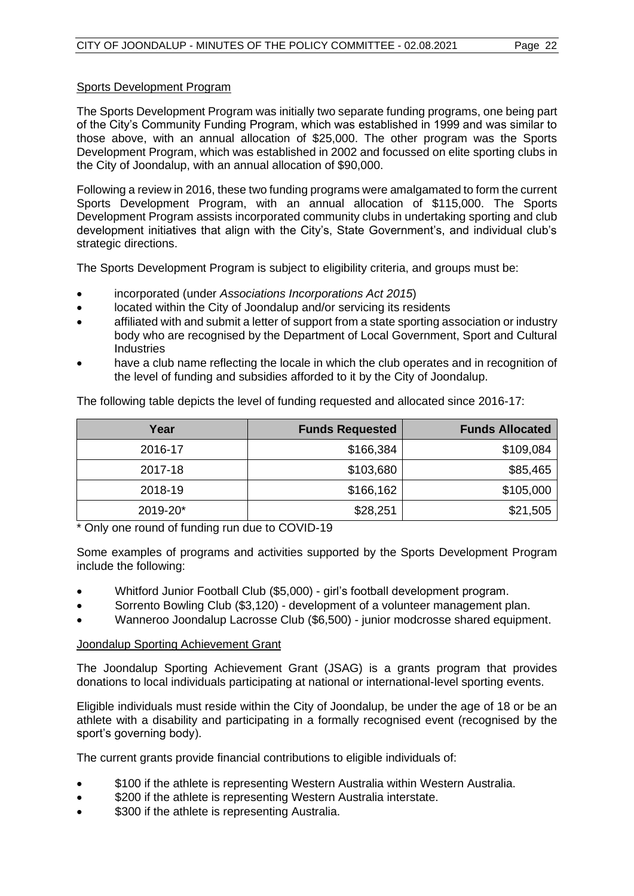## Sports Development Program

The Sports Development Program was initially two separate funding programs, one being part of the City's Community Funding Program, which was established in 1999 and was similar to those above, with an annual allocation of $25,000. The other program was the Sports Development Program, which was established in 2002 and focussed on elite sporting clubs in the City of Joondalup, with an annual allocation of $90,000.

Following a review in 2016, these two funding programs were amalgamated to form the current Sports Development Program, with an annual allocation of $115,000. The Sports Development Program assists incorporated community clubs in undertaking sporting and club development initiatives that align with the City's, State Government's, and individual club's strategic directions.

The Sports Development Program is subject to eligibility criteria, and groups must be:

- incorporated (under *Associations Incorporations Act 2015*)
- located within the City of Joondalup and/or servicing its residents
- affiliated with and submit a letter of support from a state sporting association or industry body who are recognised by the Department of Local Government, Sport and Cultural Industries
- have a club name reflecting the locale in which the club operates and in recognition of the level of funding and subsidies afforded to it by the City of Joondalup.

The following table depicts the level of funding requested and allocated since 2016-17:

| Year | Funds Requested | Funds Allocated |
|---|---:|---:|
| 2016-17 | $166,384 | $109,084 |
| 2017-18 | $103,680 | $85,465 |
| 2018-19 | $166,162 | $105,000 |
| 2019-20* | $28,251 | $21,505 |

\* Only one round of funding run due to COVID-19

Some examples of programs and activities supported by the Sports Development Program include the following:

- Whitford Junior Football Club ($5,000) - girl's football development program.
- Sorrento Bowling Club ($3,120) - development of a volunteer management plan.
- Wanneroo Joondalup Lacrosse Club ($6,500) - junior modcrosse shared equipment.

## Joondalup Sporting Achievement Grant

The Joondalup Sporting Achievement Grant (JSAG) is a grants program that provides donations to local individuals participating at national or international-level sporting events.

Eligible individuals must reside within the City of Joondalup, be under the age of 18 or be an athlete with a disability and participating in a formally recognised event (recognised by the sport's governing body).

The current grants provide financial contributions to eligible individuals of:

- $100 if the athlete is representing Western Australia within Western Australia.
- $200 if the athlete is representing Western Australia interstate.
- $300 if the athlete is representing Australia.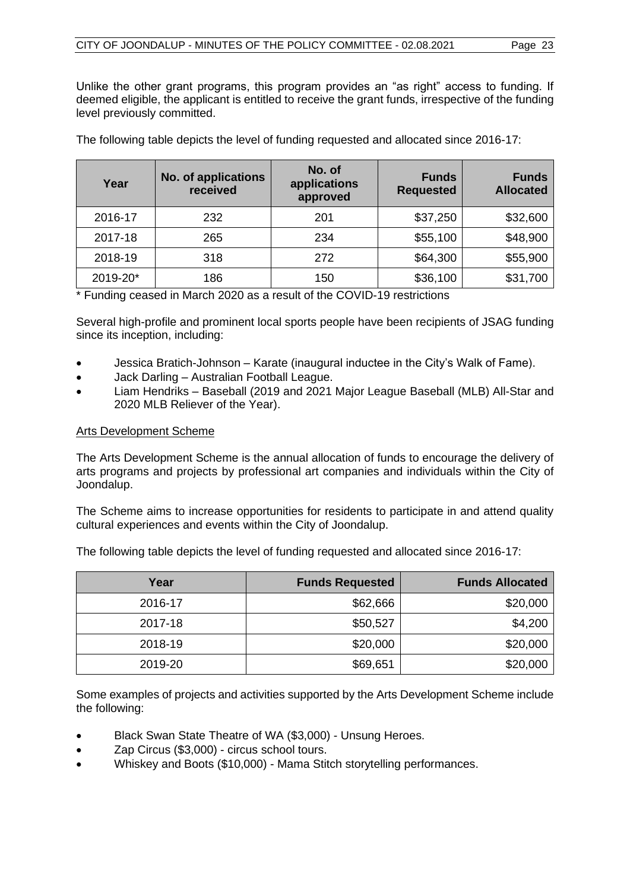Unlike the other grant programs, this program provides an "as right" access to funding. If deemed eligible, the applicant is entitled to receive the grant funds, irrespective of the funding level previously committed.

The following table depicts the level of funding requested and allocated since 2016-17:

| Year | No. of applications received | No. of applications approved | Funds Requested | Funds Allocated |
|---|---|---|---|---|
| 2016-17 | 232 | 201 | $37,250 | $32,600 |
| 2017-18 | 265 | 234 | $55,100 | $48,900 |
| 2018-19 | 318 | 272 | $64,300 | $55,900 |
| 2019-20* | 186 | 150 | $36,100 | $31,700 |

* Funding ceased in March 2020 as a result of the COVID-19 restrictions

Several high-profile and prominent local sports people have been recipients of JSAG funding since its inception, including:

- Jessica Bratich-Johnson – Karate (inaugural inductee in the City's Walk of Fame).
- Jack Darling – Australian Football League.
- Liam Hendriks – Baseball (2019 and 2021 Major League Baseball (MLB) All-Star and 2020 MLB Reliever of the Year).

<u>Arts Development Scheme</u>

The Arts Development Scheme is the annual allocation of funds to encourage the delivery of arts programs and projects by professional art companies and individuals within the City of Joondalup.

The Scheme aims to increase opportunities for residents to participate in and attend quality cultural experiences and events within the City of Joondalup.

The following table depicts the level of funding requested and allocated since 2016-17:

| Year | Funds Requested | Funds Allocated |
|---|---|---|
| 2016-17 | $62,666 | $20,000 |
| 2017-18 | $50,527 | $4,200 |
| 2018-19 | $20,000 | $20,000 |
| 2019-20 | $69,651 | $20,000 |

Some examples of projects and activities supported by the Arts Development Scheme include the following:

- Black Swan State Theatre of WA ($3,000) - Unsung Heroes.
- Zap Circus ($3,000) - circus school tours.
- Whiskey and Boots ($10,000) - Mama Stitch storytelling performances.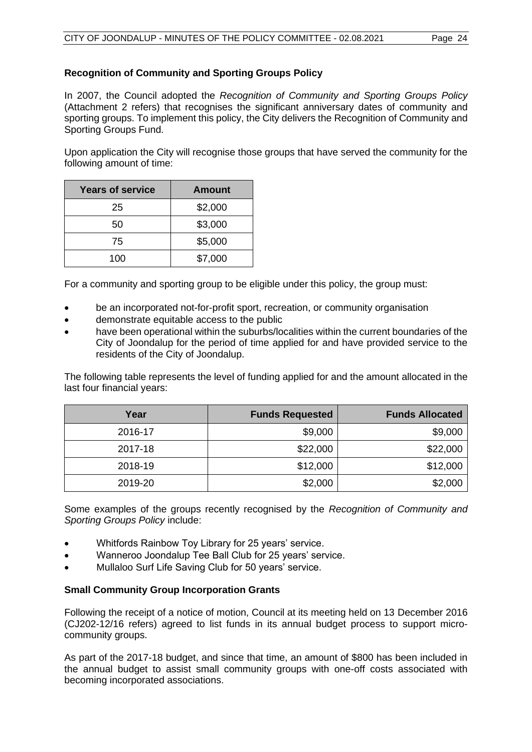**Recognition of Community and Sporting Groups Policy**

In 2007, the Council adopted the *Recognition of Community and Sporting Groups Policy* (Attachment 2 refers) that recognises the significant anniversary dates of community and sporting groups. To implement this policy, the City delivers the Recognition of Community and Sporting Groups Fund.

Upon application the City will recognise those groups that have served the community for the following amount of time:

| Years of service | Amount |
|---|---|
| 25 | $2,000 |
| 50 | $3,000 |
| 75 | $5,000 |
| 100 | $7,000 |

For a community and sporting group to be eligible under this policy, the group must:

- be an incorporated not-for-profit sport, recreation, or community organisation
- demonstrate equitable access to the public
- have been operational within the suburbs/localities within the current boundaries of the City of Joondalup for the period of time applied for and have provided service to the residents of the City of Joondalup.

The following table represents the level of funding applied for and the amount allocated in the last four financial years:

| Year | Funds Requested | Funds Allocated |
|---|---|---|
| 2016-17 | $9,000 | $9,000 |
| 2017-18 | $22,000 | $22,000 |
| 2018-19 | $12,000 | $12,000 |
| 2019-20 | $2,000 | $2,000 |

Some examples of the groups recently recognised by the *Recognition of Community and Sporting Groups Policy* include:

- Whitfords Rainbow Toy Library for 25 years' service.
- Wanneroo Joondalup Tee Ball Club for 25 years' service.
- Mullaloo Surf Life Saving Club for 50 years' service.

**Small Community Group Incorporation Grants**

Following the receipt of a notice of motion, Council at its meeting held on 13 December 2016 (CJ202-12/16 refers) agreed to list funds in its annual budget process to support micro-community groups.

As part of the 2017-18 budget, and since that time, an amount of $800 has been included in the annual budget to assist small community groups with one-off costs associated with becoming incorporated associations.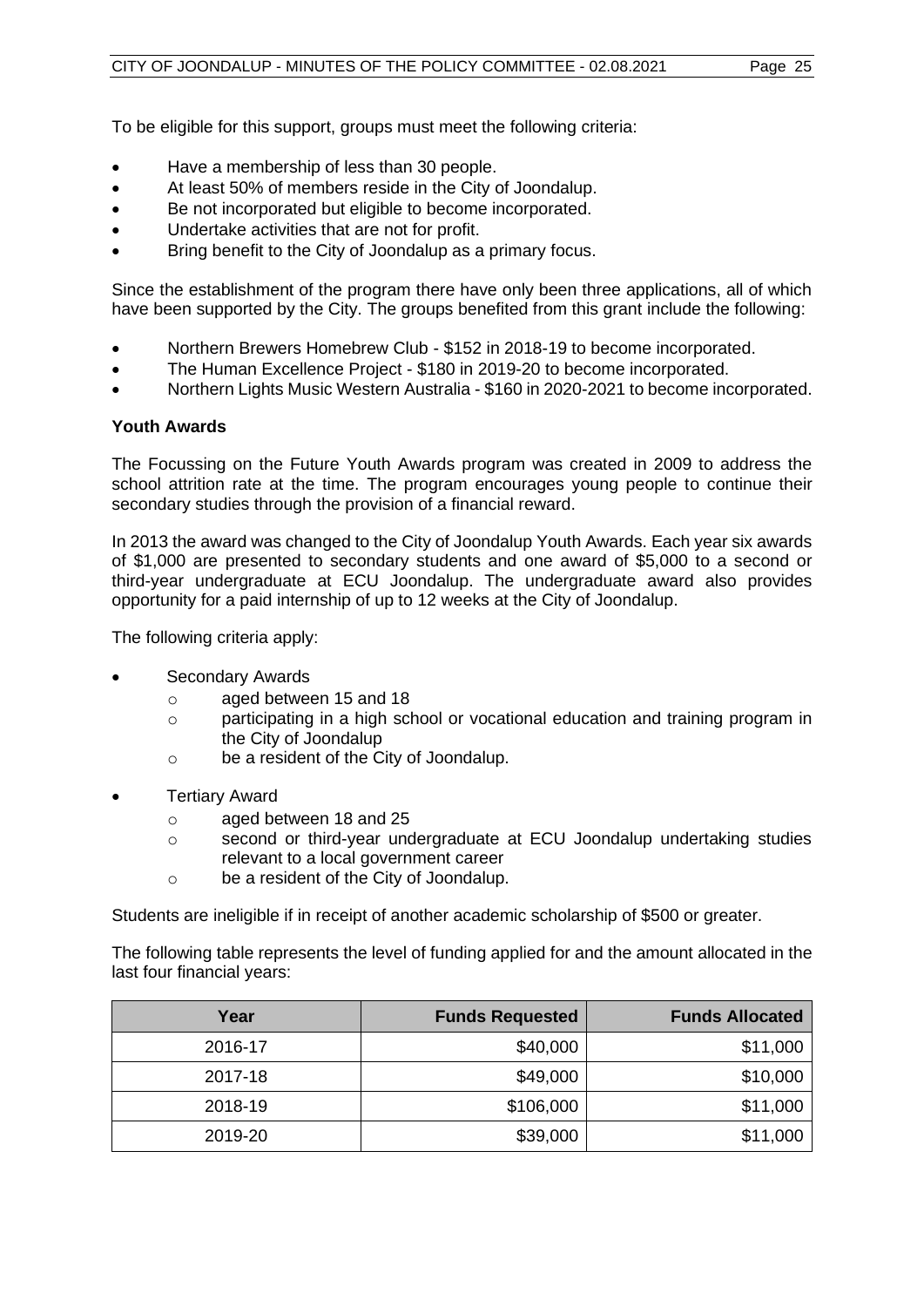To be eligible for this support, groups must meet the following criteria:

- Have a membership of less than 30 people.
- At least 50% of members reside in the City of Joondalup.
- Be not incorporated but eligible to become incorporated.
- Undertake activities that are not for profit.
- Bring benefit to the City of Joondalup as a primary focus.

Since the establishment of the program there have only been three applications, all of which have been supported by the City. The groups benefited from this grant include the following:

- Northern Brewers Homebrew Club - $152 in 2018-19 to become incorporated.
- The Human Excellence Project - $180 in 2019-20 to become incorporated.
- Northern Lights Music Western Australia - $160 in 2020-2021 to become incorporated.

**Youth Awards**

The Focussing on the Future Youth Awards program was created in 2009 to address the school attrition rate at the time. The program encourages young people to continue their secondary studies through the provision of a financial reward.

In 2013 the award was changed to the City of Joondalup Youth Awards. Each year six awards of $1,000 are presented to secondary students and one award of $5,000 to a second or third-year undergraduate at ECU Joondalup. The undergraduate award also provides opportunity for a paid internship of up to 12 weeks at the City of Joondalup.

The following criteria apply:

- Secondary Awards
  - aged between 15 and 18
  - participating in a high school or vocational education and training program in the City of Joondalup
  - be a resident of the City of Joondalup.
- Tertiary Award
  - aged between 18 and 25
  - second or third-year undergraduate at ECU Joondalup undertaking studies relevant to a local government career
  - be a resident of the City of Joondalup.

Students are ineligible if in receipt of another academic scholarship of $500 or greater.

The following table represents the level of funding applied for and the amount allocated in the last four financial years:

| Year | Funds Requested | Funds Allocated |
|---|---:|---:|
| 2016-17 | $40,000 | $11,000 |
| 2017-18 | $49,000 | $10,000 |
| 2018-19 | $106,000 | $11,000 |
| 2019-20 | $39,000 | $11,000 |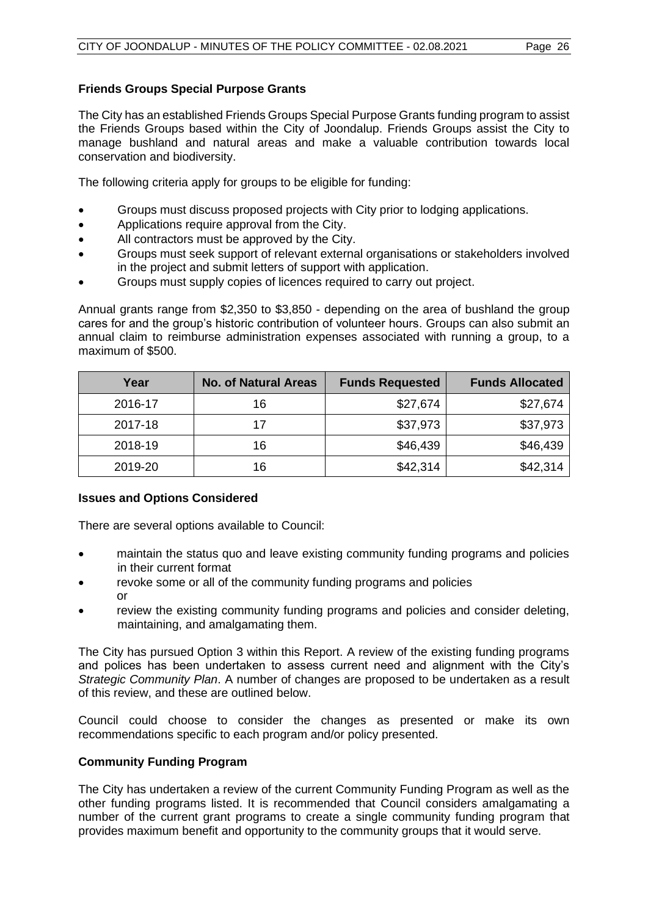**Friends Groups Special Purpose Grants**

The City has an established Friends Groups Special Purpose Grants funding program to assist the Friends Groups based within the City of Joondalup. Friends Groups assist the City to manage bushland and natural areas and make a valuable contribution towards local conservation and biodiversity.

The following criteria apply for groups to be eligible for funding:

- Groups must discuss proposed projects with City prior to lodging applications.
- Applications require approval from the City.
- All contractors must be approved by the City.
- Groups must seek support of relevant external organisations or stakeholders involved in the project and submit letters of support with application.
- Groups must supply copies of licences required to carry out project.

Annual grants range from $2,350 to $3,850 - depending on the area of bushland the group cares for and the group's historic contribution of volunteer hours. Groups can also submit an annual claim to reimburse administration expenses associated with running a group, to a maximum of $500.

| Year | No. of Natural Areas | Funds Requested | Funds Allocated |
|---|---|---|---|
| 2016-17 | 16 | $27,674 | $27,674 |
| 2017-18 | 17 | $37,973 | $37,973 |
| 2018-19 | 16 | $46,439 | $46,439 |
| 2019-20 | 16 | $42,314 | $42,314 |

**Issues and Options Considered**

There are several options available to Council:

- maintain the status quo and leave existing community funding programs and policies in their current format
- revoke some or all of the community funding programs and policies
  or
- review the existing community funding programs and policies and consider deleting, maintaining, and amalgamating them.

The City has pursued Option 3 within this Report. A review of the existing funding programs and polices has been undertaken to assess current need and alignment with the City's *Strategic Community Plan*. A number of changes are proposed to be undertaken as a result of this review, and these are outlined below.

Council could choose to consider the changes as presented or make its own recommendations specific to each program and/or policy presented.

**Community Funding Program**

The City has undertaken a review of the current Community Funding Program as well as the other funding programs listed. It is recommended that Council considers amalgamating a number of the current grant programs to create a single community funding program that provides maximum benefit and opportunity to the community groups that it would serve.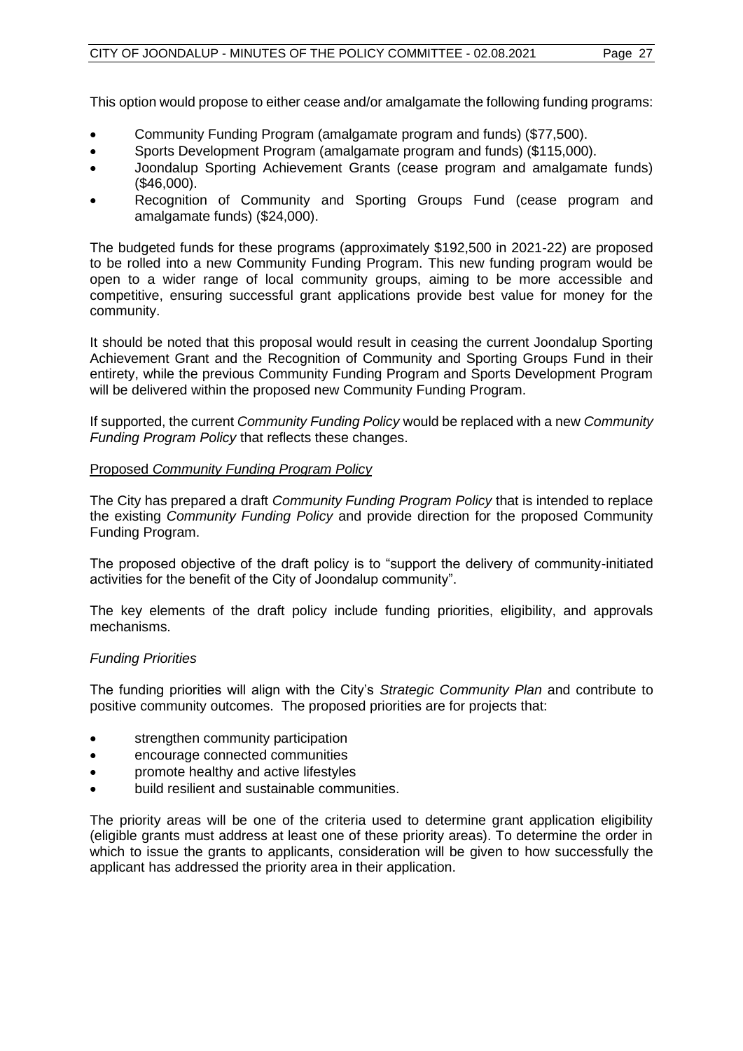This option would propose to either cease and/or amalgamate the following funding programs:

- Community Funding Program (amalgamate program and funds) ($77,500).
- Sports Development Program (amalgamate program and funds) ($115,000).
- Joondalup Sporting Achievement Grants (cease program and amalgamate funds) ($46,000).
- Recognition of Community and Sporting Groups Fund (cease program and amalgamate funds) ($24,000).

The budgeted funds for these programs (approximately $192,500 in 2021-22) are proposed to be rolled into a new Community Funding Program. This new funding program would be open to a wider range of local community groups, aiming to be more accessible and competitive, ensuring successful grant applications provide best value for money for the community.

It should be noted that this proposal would result in ceasing the current Joondalup Sporting Achievement Grant and the Recognition of Community and Sporting Groups Fund in their entirety, while the previous Community Funding Program and Sports Development Program will be delivered within the proposed new Community Funding Program.

If supported, the current *Community Funding Policy* would be replaced with a new *Community Funding Program Policy* that reflects these changes.

<u>Proposed *Community Funding Program Policy*</u>

The City has prepared a draft *Community Funding Program Policy* that is intended to replace the existing *Community Funding Policy* and provide direction for the proposed Community Funding Program.

The proposed objective of the draft policy is to "support the delivery of community-initiated activities for the benefit of the City of Joondalup community".

The key elements of the draft policy include funding priorities, eligibility, and approvals mechanisms.

*Funding Priorities*

The funding priorities will align with the City's *Strategic Community Plan* and contribute to positive community outcomes. The proposed priorities are for projects that:

- strengthen community participation
- encourage connected communities
- promote healthy and active lifestyles
- build resilient and sustainable communities.

The priority areas will be one of the criteria used to determine grant application eligibility (eligible grants must address at least one of these priority areas). To determine the order in which to issue the grants to applicants, consideration will be given to how successfully the applicant has addressed the priority area in their application.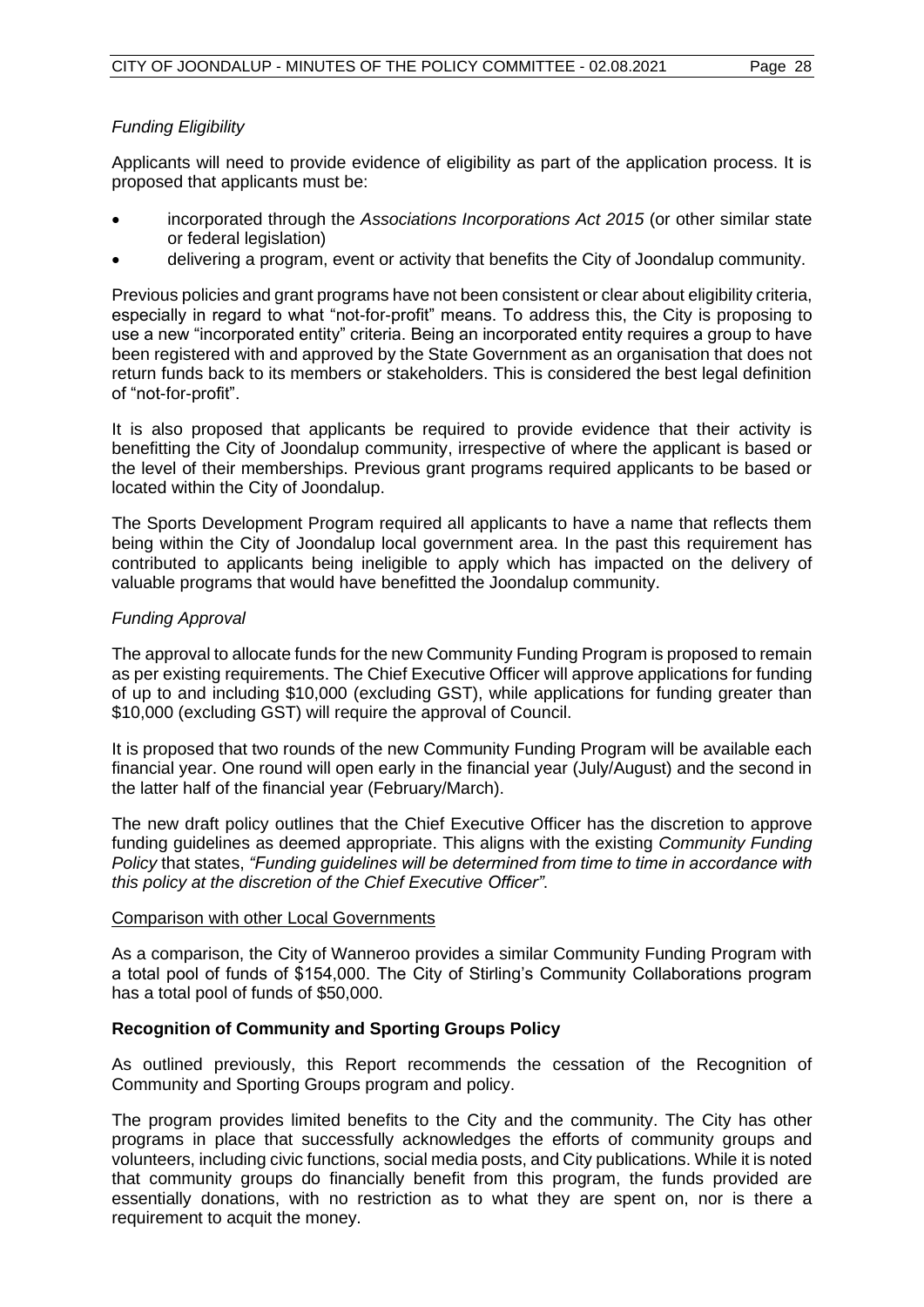*Funding Eligibility*

Applicants will need to provide evidence of eligibility as part of the application process. It is proposed that applicants must be:

- incorporated through the *Associations Incorporations Act 2015* (or other similar state or federal legislation)
- delivering a program, event or activity that benefits the City of Joondalup community.

Previous policies and grant programs have not been consistent or clear about eligibility criteria, especially in regard to what "not-for-profit" means. To address this, the City is proposing to use a new "incorporated entity" criteria. Being an incorporated entity requires a group to have been registered with and approved by the State Government as an organisation that does not return funds back to its members or stakeholders. This is considered the best legal definition of "not-for-profit".

It is also proposed that applicants be required to provide evidence that their activity is benefitting the City of Joondalup community, irrespective of where the applicant is based or the level of their memberships. Previous grant programs required applicants to be based or located within the City of Joondalup.

The Sports Development Program required all applicants to have a name that reflects them being within the City of Joondalup local government area. In the past this requirement has contributed to applicants being ineligible to apply which has impacted on the delivery of valuable programs that would have benefitted the Joondalup community.

*Funding Approval*

The approval to allocate funds for the new Community Funding Program is proposed to remain as per existing requirements. The Chief Executive Officer will approve applications for funding of up to and including $10,000 (excluding GST), while applications for funding greater than $10,000 (excluding GST) will require the approval of Council.

It is proposed that two rounds of the new Community Funding Program will be available each financial year. One round will open early in the financial year (July/August) and the second in the latter half of the financial year (February/March).

The new draft policy outlines that the Chief Executive Officer has the discretion to approve funding guidelines as deemed appropriate. This aligns with the existing *Community Funding Policy* that states, *"Funding guidelines will be determined from time to time in accordance with this policy at the discretion of the Chief Executive Officer"*.

Comparison with other Local Governments

As a comparison, the City of Wanneroo provides a similar Community Funding Program with a total pool of funds of $154,000. The City of Stirling's Community Collaborations program has a total pool of funds of $50,000.

**Recognition of Community and Sporting Groups Policy**

As outlined previously, this Report recommends the cessation of the Recognition of Community and Sporting Groups program and policy.

The program provides limited benefits to the City and the community. The City has other programs in place that successfully acknowledges the efforts of community groups and volunteers, including civic functions, social media posts, and City publications. While it is noted that community groups do financially benefit from this program, the funds provided are essentially donations, with no restriction as to what they are spent on, nor is there a requirement to acquit the money.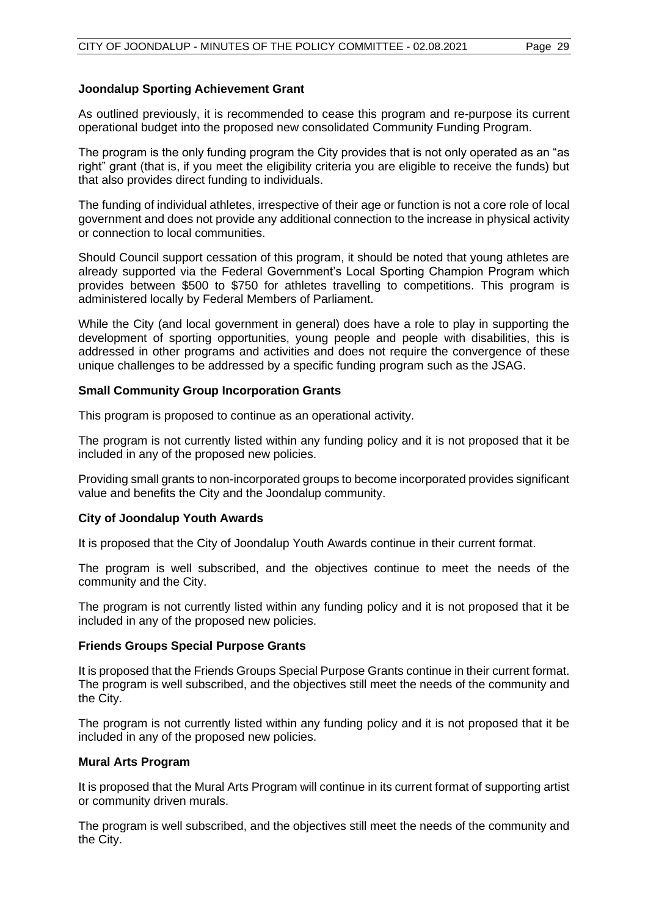**Joondalup Sporting Achievement Grant**

As outlined previously, it is recommended to cease this program and re-purpose its current operational budget into the proposed new consolidated Community Funding Program.

The program is the only funding program the City provides that is not only operated as an "as right" grant (that is, if you meet the eligibility criteria you are eligible to receive the funds) but that also provides direct funding to individuals.

The funding of individual athletes, irrespective of their age or function is not a core role of local government and does not provide any additional connection to the increase in physical activity or connection to local communities.

Should Council support cessation of this program, it should be noted that young athletes are already supported via the Federal Government's Local Sporting Champion Program which provides between $500 to $750 for athletes travelling to competitions. This program is administered locally by Federal Members of Parliament.

While the City (and local government in general) does have a role to play in supporting the development of sporting opportunities, young people and people with disabilities, this is addressed in other programs and activities and does not require the convergence of these unique challenges to be addressed by a specific funding program such as the JSAG.

**Small Community Group Incorporation Grants**

This program is proposed to continue as an operational activity.

The program is not currently listed within any funding policy and it is not proposed that it be included in any of the proposed new policies.

Providing small grants to non-incorporated groups to become incorporated provides significant value and benefits the City and the Joondalup community.

**City of Joondalup Youth Awards**

It is proposed that the City of Joondalup Youth Awards continue in their current format.

The program is well subscribed, and the objectives continue to meet the needs of the community and the City.

The program is not currently listed within any funding policy and it is not proposed that it be included in any of the proposed new policies.

**Friends Groups Special Purpose Grants**

It is proposed that the Friends Groups Special Purpose Grants continue in their current format. The program is well subscribed, and the objectives still meet the needs of the community and the City.

The program is not currently listed within any funding policy and it is not proposed that it be included in any of the proposed new policies.

**Mural Arts Program**

It is proposed that the Mural Arts Program will continue in its current format of supporting artist or community driven murals.

The program is well subscribed, and the objectives still meet the needs of the community and the City.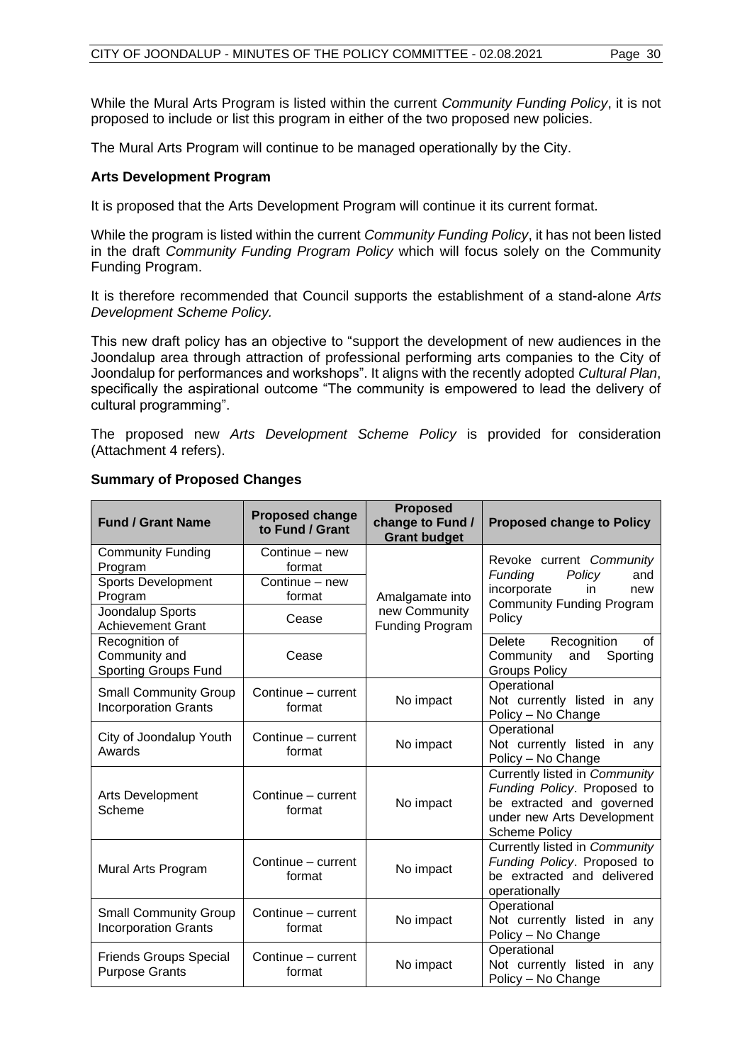While the Mural Arts Program is listed within the current *Community Funding Policy*, it is not proposed to include or list this program in either of the two proposed new policies.

The Mural Arts Program will continue to be managed operationally by the City.

**Arts Development Program**

It is proposed that the Arts Development Program will continue it its current format.

While the program is listed within the current *Community Funding Policy*, it has not been listed in the draft *Community Funding Program Policy* which will focus solely on the Community Funding Program.

It is therefore recommended that Council supports the establishment of a stand-alone *Arts Development Scheme Policy.*

This new draft policy has an objective to "support the development of new audiences in the Joondalup area through attraction of professional performing arts companies to the City of Joondalup for performances and workshops". It aligns with the recently adopted *Cultural Plan*, specifically the aspirational outcome "The community is empowered to lead the delivery of cultural programming".

The proposed new *Arts Development Scheme Policy* is provided for consideration (Attachment 4 refers).

**Summary of Proposed Changes**

| Fund / Grant Name | Proposed change to Fund / Grant | Proposed change to Fund / Grant budget | Proposed change to Policy |
|---|---|---|---|
| Community Funding Program | Continue – new format | Amalgamate into new Community Funding Program | Revoke current *Community Funding Policy* and incorporate in new Community Funding Program Policy |
| Sports Development Program | Continue – new format | | |
| Joondalup Sports Achievement Grant | Cease | | |
| Recognition of Community and Sporting Groups Fund | Cease | | Delete Recognition of Community and Sporting Groups Policy |
| Small Community Group Incorporation Grants | Continue – current format | No impact | Operational Not currently listed in any Policy – No Change |
| City of Joondalup Youth Awards | Continue – current format | No impact | Operational Not currently listed in any Policy – No Change |
| Arts Development Scheme | Continue – current format | No impact | Currently listed in *Community Funding Policy*. Proposed to be extracted and governed under new Arts Development Scheme Policy |
| Mural Arts Program | Continue – current format | No impact | Currently listed in *Community Funding Policy*. Proposed to be extracted and delivered operationally |
| Small Community Group Incorporation Grants | Continue – current format | No impact | Operational Not currently listed in any Policy – No Change |
| Friends Groups Special Purpose Grants | Continue – current format | No impact | Operational Not currently listed in any Policy – No Change |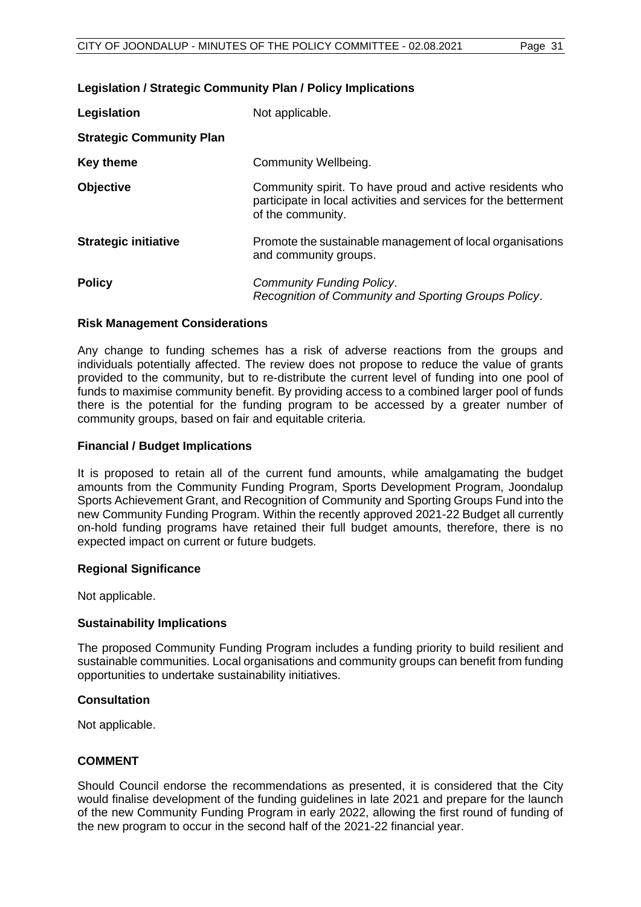### Legislation / Strategic Community Plan / Policy Implications

| | |
|---|---|
| **Legislation** | Not applicable. |
| **Strategic Community Plan** | |
| **Key theme** | Community Wellbeing. |
| **Objective** | Community spirit. To have proud and active residents who participate in local activities and services for the betterment of the community. |
| **Strategic initiative** | Promote the sustainable management of local organisations and community groups. |
| **Policy** | *Community Funding Policy*.<br>*Recognition of Community and Sporting Groups Policy*. |

### Risk Management Considerations

Any change to funding schemes has a risk of adverse reactions from the groups and individuals potentially affected. The review does not propose to reduce the value of grants provided to the community, but to re-distribute the current level of funding into one pool of funds to maximise community benefit. By providing access to a combined larger pool of funds there is the potential for the funding program to be accessed by a greater number of community groups, based on fair and equitable criteria.

### Financial / Budget Implications

It is proposed to retain all of the current fund amounts, while amalgamating the budget amounts from the Community Funding Program, Sports Development Program, Joondalup Sports Achievement Grant, and Recognition of Community and Sporting Groups Fund into the new Community Funding Program. Within the recently approved 2021-22 Budget all currently on-hold funding programs have retained their full budget amounts, therefore, there is no expected impact on current or future budgets.

### Regional Significance

Not applicable.

### Sustainability Implications

The proposed Community Funding Program includes a funding priority to build resilient and sustainable communities. Local organisations and community groups can benefit from funding opportunities to undertake sustainability initiatives.

### Consultation

Not applicable.

## COMMENT

Should Council endorse the recommendations as presented, it is considered that the City would finalise development of the funding guidelines in late 2021 and prepare for the launch of the new Community Funding Program in early 2022, allowing the first round of funding of the new program to occur in the second half of the 2021-22 financial year.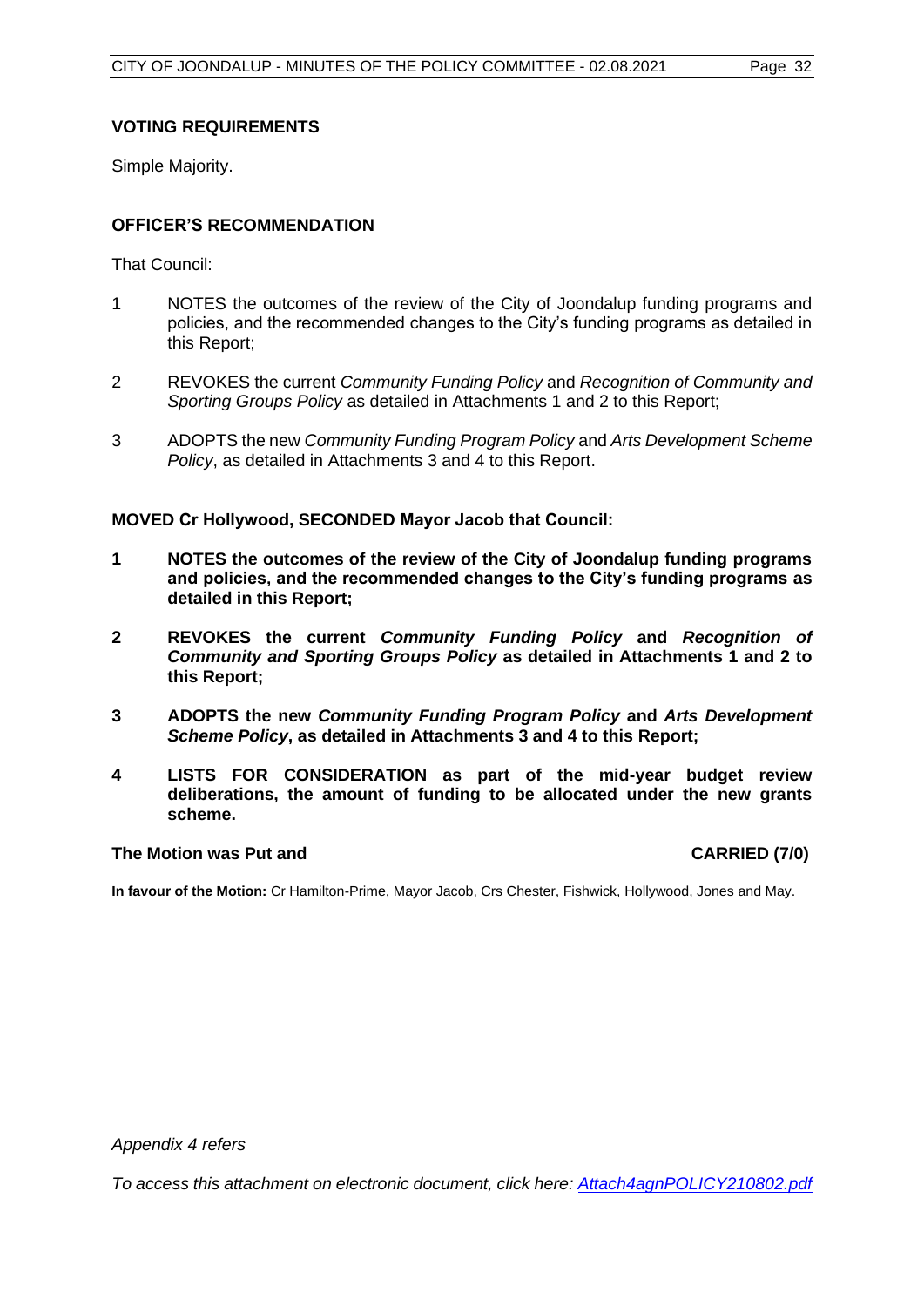## VOTING REQUIREMENTS

Simple Majority.

## OFFICER'S RECOMMENDATION

That Council:

1 NOTES the outcomes of the review of the City of Joondalup funding programs and policies, and the recommended changes to the City's funding programs as detailed in this Report;

2 REVOKES the current *Community Funding Policy* and *Recognition of Community and Sporting Groups Policy* as detailed in Attachments 1 and 2 to this Report;

3 ADOPTS the new *Community Funding Program Policy* and *Arts Development Scheme Policy*, as detailed in Attachments 3 and 4 to this Report.

**MOVED Cr Hollywood, SECONDED Mayor Jacob that Council:**

**1 NOTES the outcomes of the review of the City of Joondalup funding programs and policies, and the recommended changes to the City's funding programs as detailed in this Report;**

**2 REVOKES the current *Community Funding Policy* and *Recognition of Community and Sporting Groups Policy* as detailed in Attachments 1 and 2 to this Report;**

**3 ADOPTS the new *Community Funding Program Policy* and *Arts Development Scheme Policy*, as detailed in Attachments 3 and 4 to this Report;**

**4 LISTS FOR CONSIDERATION as part of the mid-year budget review deliberations, the amount of funding to be allocated under the new grants scheme.**

**The Motion was Put and CARRIED (7/0)**

**In favour of the Motion:** Cr Hamilton-Prime, Mayor Jacob, Crs Chester, Fishwick, Hollywood, Jones and May.

*Appendix 4 refers*

*To access this attachment on electronic document, click here: [Attach4agnPOLICY210802.pdf](Attach4agnPOLICY210802.pdf)*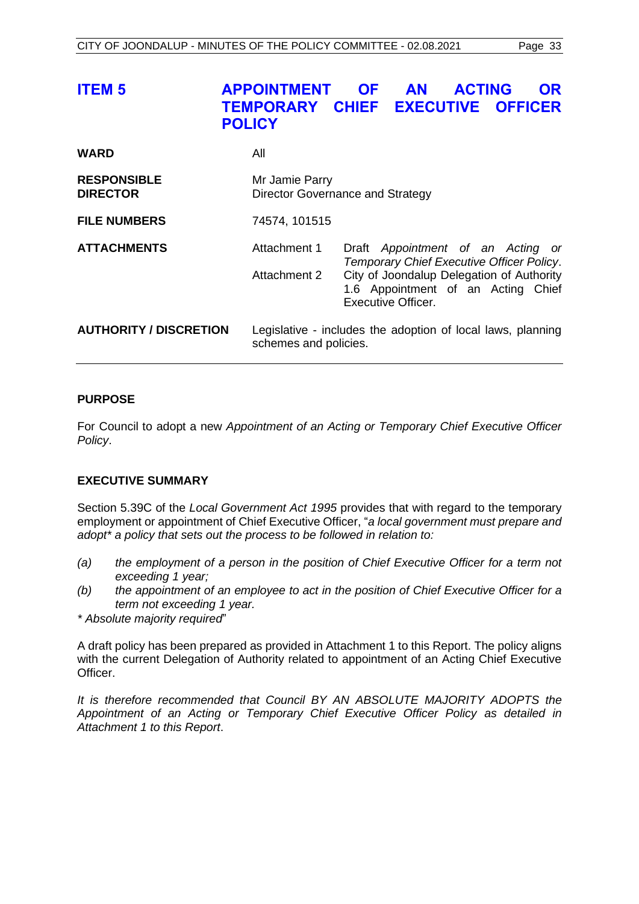# ITEM 5 APPOINTMENT OF AN ACTING OR TEMPORARY CHIEF EXECUTIVE OFFICER POLICY

| | | |
|---|---|---|
| **WARD** | All | |
| **RESPONSIBLE DIRECTOR** | Mr Jamie Parry<br>Director Governance and Strategy | |
| **FILE NUMBERS** | 74574, 101515 | |
| **ATTACHMENTS** | Attachment 1 | Draft *Appointment of an Acting or Temporary Chief Executive Officer Policy*. |
| | Attachment 2 | City of Joondalup Delegation of Authority 1.6 Appointment of an Acting Chief Executive Officer. |
| **AUTHORITY / DISCRETION** | Legislative - includes the adoption of local laws, planning schemes and policies. | |

## PURPOSE

For Council to adopt a new *Appointment of an Acting or Temporary Chief Executive Officer Policy*.

## EXECUTIVE SUMMARY

Section 5.39C of the *Local Government Act 1995* provides that with regard to the temporary employment or appointment of Chief Executive Officer, "*a local government must prepare and adopt\* a policy that sets out the process to be followed in relation to:*

*(a) the employment of a person in the position of Chief Executive Officer for a term not exceeding 1 year;*

*(b) the appointment of an employee to act in the position of Chief Executive Officer for a term not exceeding 1 year.*

*\* Absolute majority required*"

A draft policy has been prepared as provided in Attachment 1 to this Report. The policy aligns with the current Delegation of Authority related to appointment of an Acting Chief Executive Officer.

*It is therefore recommended that Council BY AN ABSOLUTE MAJORITY ADOPTS the Appointment of an Acting or Temporary Chief Executive Officer Policy as detailed in Attachment 1 to this Report.*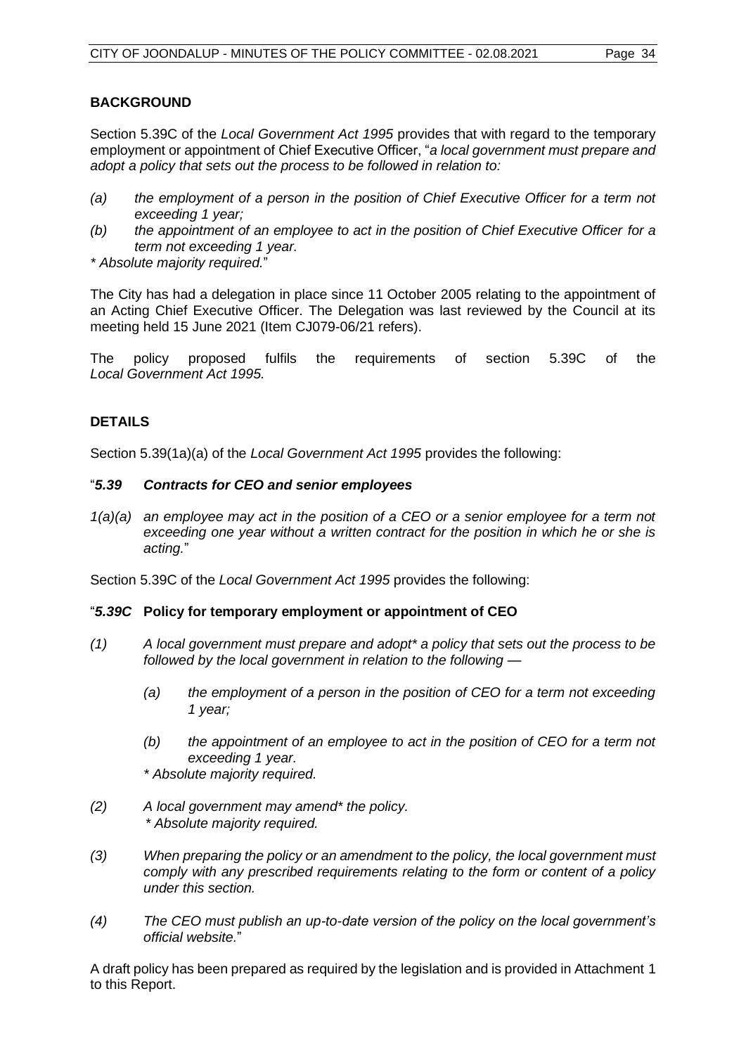## BACKGROUND

Section 5.39C of the *Local Government Act 1995* provides that with regard to the temporary employment or appointment of Chief Executive Officer, "*a local government must prepare and adopt a policy that sets out the process to be followed in relation to:*

- *(a) the employment of a person in the position of Chief Executive Officer for a term not exceeding 1 year;*
- *(b) the appointment of an employee to act in the position of Chief Executive Officer for a term not exceeding 1 year.*

*\* Absolute majority required.*"

The City has had a delegation in place since 11 October 2005 relating to the appointment of an Acting Chief Executive Officer. The Delegation was last reviewed by the Council at its meeting held 15 June 2021 (Item CJ079-06/21 refers).

The policy proposed fulfils the requirements of section 5.39C of the *Local Government Act 1995.*

## DETAILS

Section 5.39(1a)(a) of the *Local Government Act 1995* provides the following:

"***5.39 Contracts for CEO and senior employees***

*1(a)(a) an employee may act in the position of a CEO or a senior employee for a term not exceeding one year without a written contract for the position in which he or she is acting.*"

Section 5.39C of the *Local Government Act 1995* provides the following:

"***5.39C* Policy for temporary employment or appointment of CEO**

*(1) A local government must prepare and adopt\* a policy that sets out the process to be followed by the local government in relation to the following —*

*(a) the employment of a person in the position of CEO for a term not exceeding 1 year;*

*(b) the appointment of an employee to act in the position of CEO for a term not exceeding 1 year.*

*\* Absolute majority required.*

*(2) A local government may amend\* the policy.*
*\* Absolute majority required.*

*(3) When preparing the policy or an amendment to the policy, the local government must comply with any prescribed requirements relating to the form or content of a policy under this section.*

*(4) The CEO must publish an up-to-date version of the policy on the local government's official website.*"

A draft policy has been prepared as required by the legislation and is provided in Attachment 1 to this Report.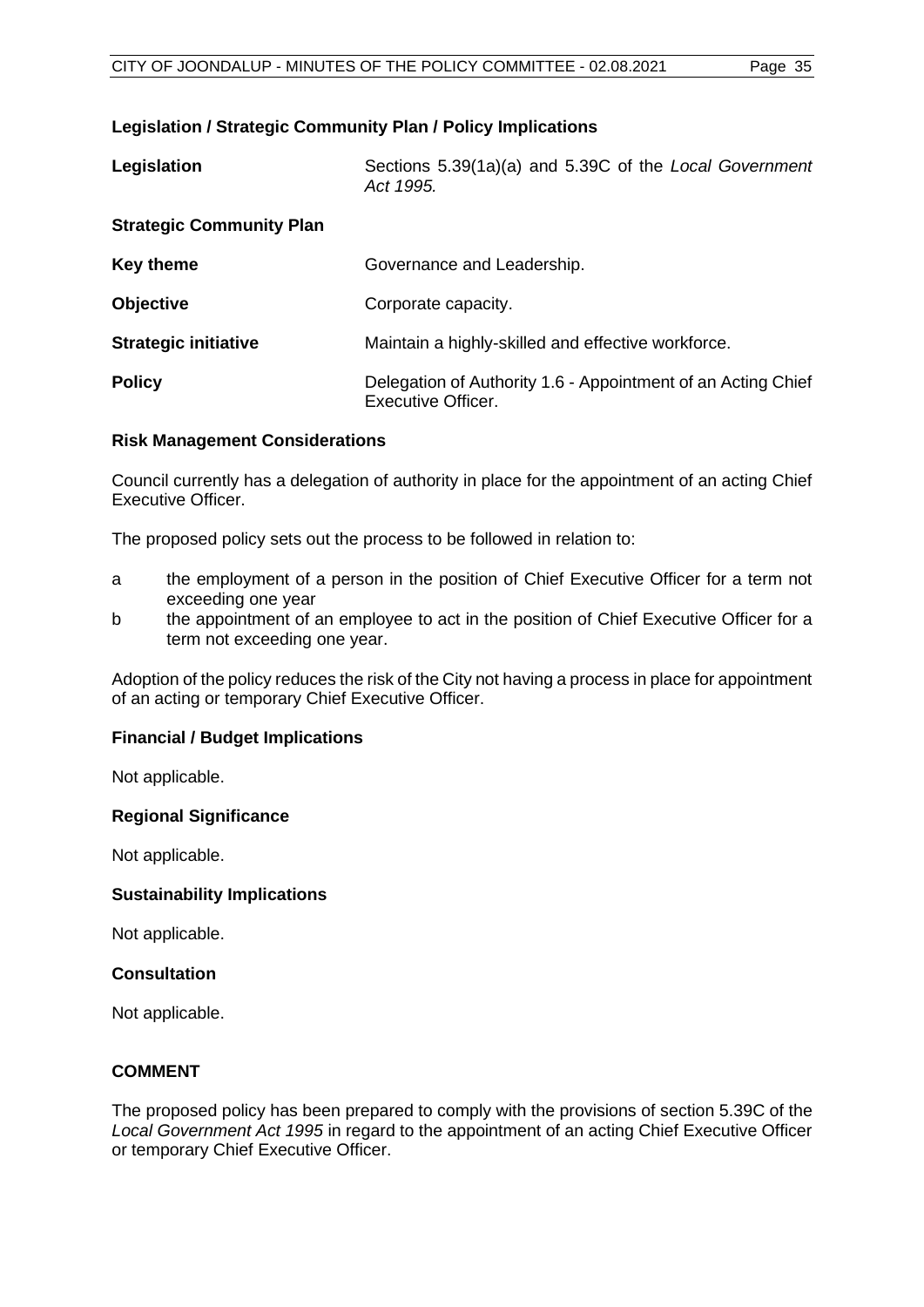### Legislation / Strategic Community Plan / Policy Implications

| | |
|---|---|
| **Legislation** | Sections 5.39(1a)(a) and 5.39C of the *Local Government Act 1995.* |
| **Strategic Community Plan** | |
| **Key theme** | Governance and Leadership. |
| **Objective** | Corporate capacity. |
| **Strategic initiative** | Maintain a highly-skilled and effective workforce. |
| **Policy** | Delegation of Authority 1.6 - Appointment of an Acting Chief Executive Officer. |

### Risk Management Considerations

Council currently has a delegation of authority in place for the appointment of an acting Chief Executive Officer.

The proposed policy sets out the process to be followed in relation to:

a the employment of a person in the position of Chief Executive Officer for a term not exceeding one year
b the appointment of an employee to act in the position of Chief Executive Officer for a term not exceeding one year.

Adoption of the policy reduces the risk of the City not having a process in place for appointment of an acting or temporary Chief Executive Officer.

### Financial / Budget Implications

Not applicable.

### Regional Significance

Not applicable.

### Sustainability Implications

Not applicable.

### Consultation

Not applicable.

## COMMENT

The proposed policy has been prepared to comply with the provisions of section 5.39C of the *Local Government Act 1995* in regard to the appointment of an acting Chief Executive Officer or temporary Chief Executive Officer.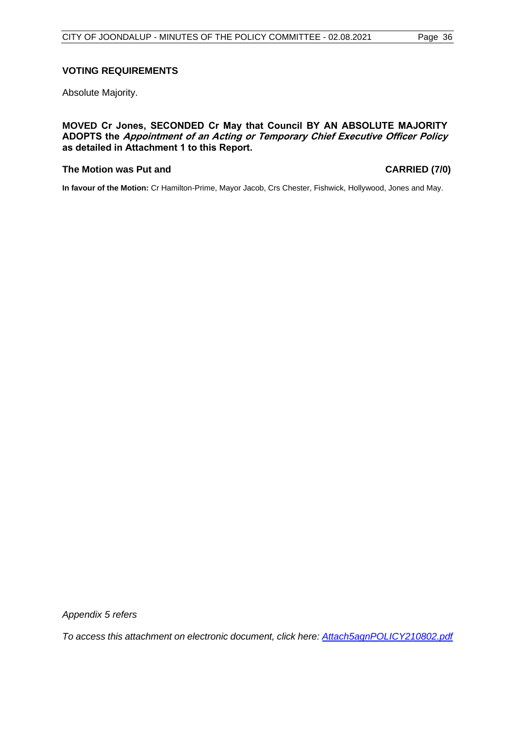### VOTING REQUIREMENTS

Absolute Majority.

**MOVED Cr Jones, SECONDED Cr May that Council BY AN ABSOLUTE MAJORITY ADOPTS the *Appointment of an Acting or Temporary Chief Executive Officer Policy* as detailed in Attachment 1 to this Report.**

**The Motion was Put and CARRIED (7/0)**

**In favour of the Motion:** Cr Hamilton-Prime, Mayor Jacob, Crs Chester, Fishwick, Hollywood, Jones and May.

*Appendix 5 refers*

*To access this attachment on electronic document, click here: [Attach5agnPOLICY210802.pdf](Attach5agnPOLICY210802.pdf)*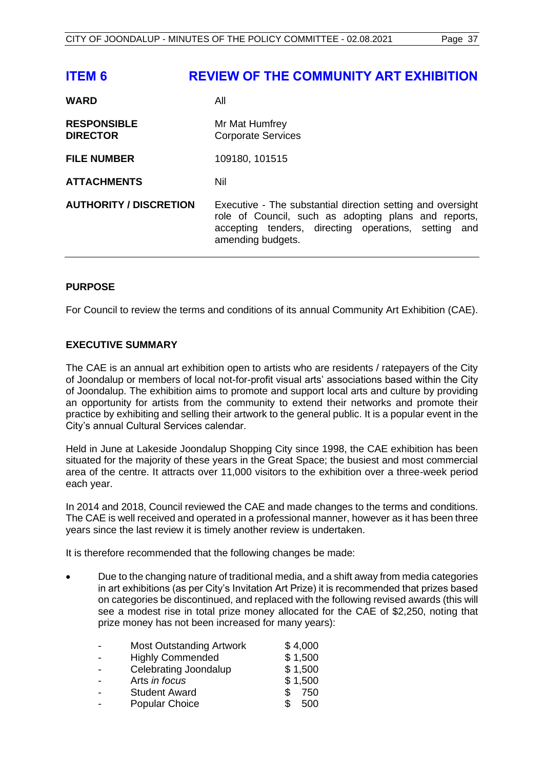# ITEM 6 REVIEW OF THE COMMUNITY ART EXHIBITION

| | |
|---|---|
| **WARD** | All |
| **RESPONSIBLE DIRECTOR** | Mr Mat Humfrey<br>Corporate Services |
| **FILE NUMBER** | 109180, 101515 |
| **ATTACHMENTS** | Nil |
| **AUTHORITY / DISCRETION** | Executive - The substantial direction setting and oversight role of Council, such as adopting plans and reports, accepting tenders, directing operations, setting and amending budgets. |

## PURPOSE

For Council to review the terms and conditions of its annual Community Art Exhibition (CAE).

## EXECUTIVE SUMMARY

The CAE is an annual art exhibition open to artists who are residents / ratepayers of the City of Joondalup or members of local not-for-profit visual arts' associations based within the City of Joondalup. The exhibition aims to promote and support local arts and culture by providing an opportunity for artists from the community to extend their networks and promote their practice by exhibiting and selling their artwork to the general public. It is a popular event in the City's annual Cultural Services calendar.

Held in June at Lakeside Joondalup Shopping City since 1998, the CAE exhibition has been situated for the majority of these years in the Great Space; the busiest and most commercial area of the centre. It attracts over 11,000 visitors to the exhibition over a three-week period each year.

In 2014 and 2018, Council reviewed the CAE and made changes to the terms and conditions. The CAE is well received and operated in a professional manner, however as it has been three years since the last review it is timely another review is undertaken.

It is therefore recommended that the following changes be made:

- Due to the changing nature of traditional media, and a shift away from media categories in art exhibitions (as per City's Invitation Art Prize) it is recommended that prizes based on categories be discontinued, and replaced with the following revised awards (this will see a modest rise in total prize money allocated for the CAE of $2,250, noting that prize money has not been increased for many years):
  - Most Outstanding Artwork $4,000
  - Highly Commended $1,500
  - Celebrating Joondalup $1,500
  - Arts *in focus* $1,500
  - Student Award $ 750
  - Popular Choice $ 500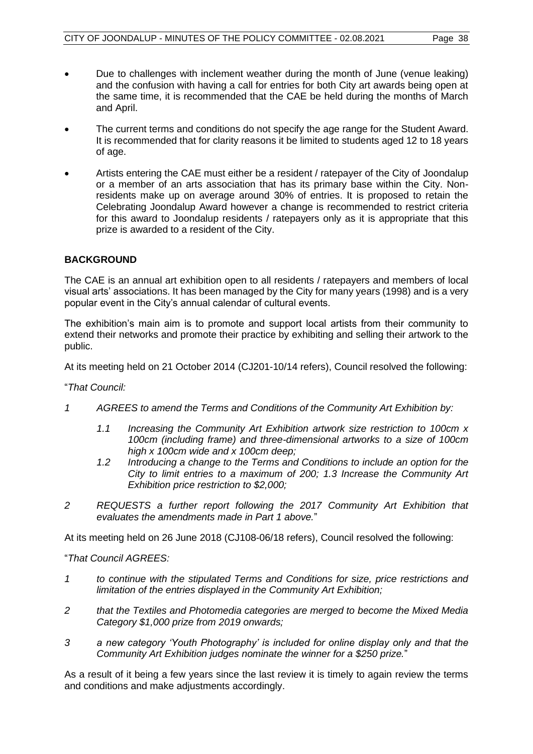- Due to challenges with inclement weather during the month of June (venue leaking) and the confusion with having a call for entries for both City art awards being open at the same time, it is recommended that the CAE be held during the months of March and April.
- The current terms and conditions do not specify the age range for the Student Award. It is recommended that for clarity reasons it be limited to students aged 12 to 18 years of age.
- Artists entering the CAE must either be a resident / ratepayer of the City of Joondalup or a member of an arts association that has its primary base within the City. Non-residents make up on average around 30% of entries. It is proposed to retain the Celebrating Joondalup Award however a change is recommended to restrict criteria for this award to Joondalup residents / ratepayers only as it is appropriate that this prize is awarded to a resident of the City.

## BACKGROUND

The CAE is an annual art exhibition open to all residents / ratepayers and members of local visual arts' associations. It has been managed by the City for many years (1998) and is a very popular event in the City's annual calendar of cultural events.

The exhibition's main aim is to promote and support local artists from their community to extend their networks and promote their practice by exhibiting and selling their artwork to the public.

At its meeting held on 21 October 2014 (CJ201-10/14 refers), Council resolved the following:

"*That Council:*

*1 AGREES to amend the Terms and Conditions of the Community Art Exhibition by:*

*1.1 Increasing the Community Art Exhibition artwork size restriction to 100cm x 100cm (including frame) and three-dimensional artworks to a size of 100cm high x 100cm wide and x 100cm deep;*

*1.2 Introducing a change to the Terms and Conditions to include an option for the City to limit entries to a maximum of 200; 1.3 Increase the Community Art Exhibition price restriction to $2,000;*

*2 REQUESTS a further report following the 2017 Community Art Exhibition that evaluates the amendments made in Part 1 above.*"

At its meeting held on 26 June 2018 (CJ108-06/18 refers), Council resolved the following:

"*That Council AGREES:*

*1 to continue with the stipulated Terms and Conditions for size, price restrictions and limitation of the entries displayed in the Community Art Exhibition;*

*2 that the Textiles and Photomedia categories are merged to become the Mixed Media Category $1,000 prize from 2019 onwards;*

*3 a new category 'Youth Photography' is included for online display only and that the Community Art Exhibition judges nominate the winner for a $250 prize.*"

As a result of it being a few years since the last review it is timely to again review the terms and conditions and make adjustments accordingly.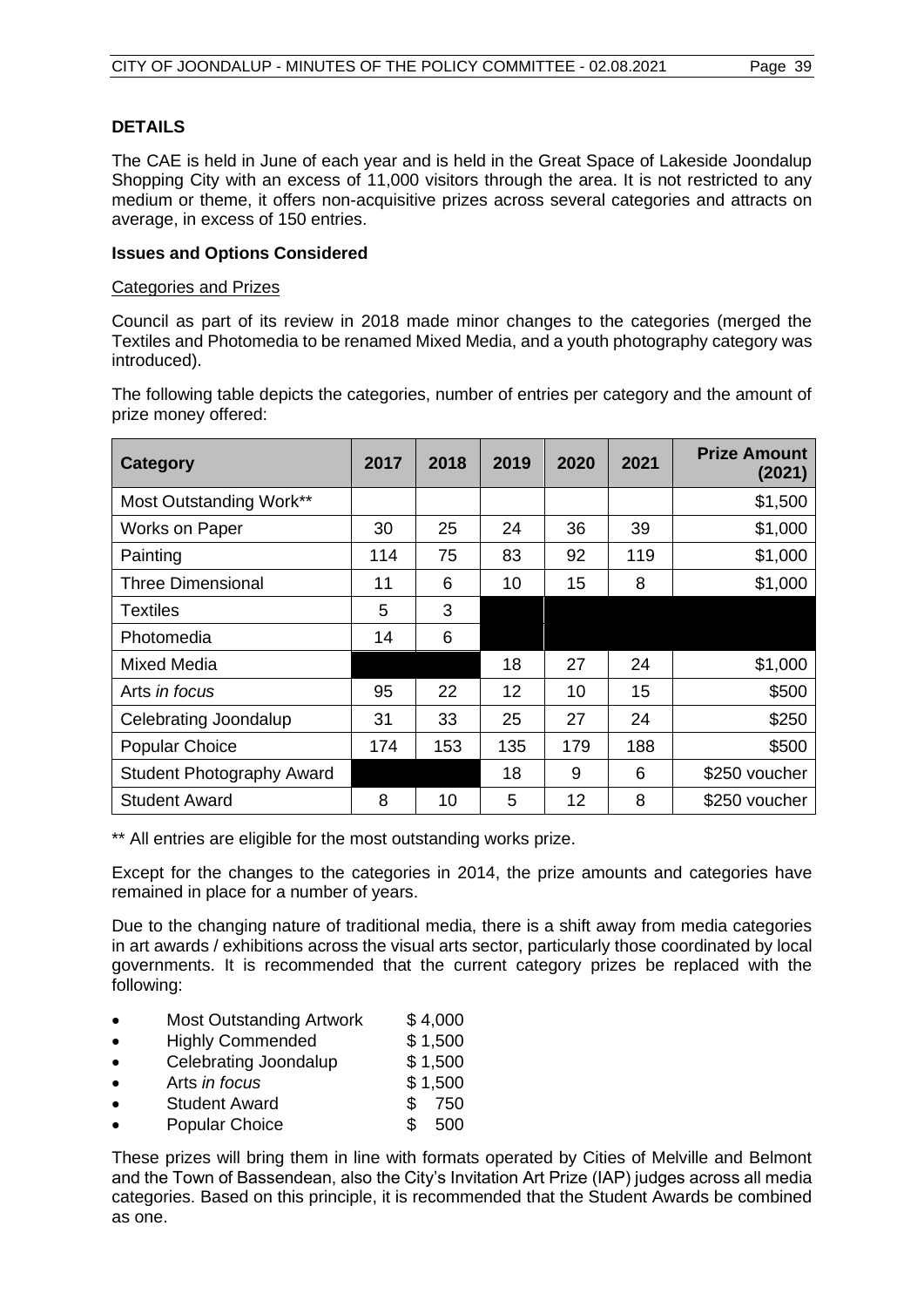**DETAILS**

The CAE is held in June of each year and is held in the Great Space of Lakeside Joondalup Shopping City with an excess of 11,000 visitors through the area. It is not restricted to any medium or theme, it offers non-acquisitive prizes across several categories and attracts on average, in excess of 150 entries.

**Issues and Options Considered**

Categories and Prizes

Council as part of its review in 2018 made minor changes to the categories (merged the Textiles and Photomedia to be renamed Mixed Media, and a youth photography category was introduced).

The following table depicts the categories, number of entries per category and the amount of prize money offered:

| Category | 2017 | 2018 | 2019 | 2020 | 2021 | Prize Amount (2021) |
|---|---|---|---|---|---|---|
| Most Outstanding Work** | | | | | | $1,500 |
| Works on Paper | 30 | 25 | 24 | 36 | 39 | $1,000 |
| Painting | 114 | 75 | 83 | 92 | 119 | $1,000 |
| Three Dimensional | 11 | 6 | 10 | 15 | 8 | $1,000 |
| Textiles | 5 | 3 | | | | |
| Photomedia | 14 | 6 | | | | |
| Mixed Media | | | 18 | 27 | 24 | $1,000 |
| Arts *in focus* | 95 | 22 | 12 | 10 | 15 | $500 |
| Celebrating Joondalup | 31 | 33 | 25 | 27 | 24 | $250 |
| Popular Choice | 174 | 153 | 135 | 179 | 188 | $500 |
| Student Photography Award | | | 18 | 9 | 6 | $250 voucher |
| Student Award | 8 | 10 | 5 | 12 | 8 | $250 voucher |

** All entries are eligible for the most outstanding works prize.

Except for the changes to the categories in 2014, the prize amounts and categories have remained in place for a number of years.

Due to the changing nature of traditional media, there is a shift away from media categories in art awards / exhibitions across the visual arts sector, particularly those coordinated by local governments. It is recommended that the current category prizes be replaced with the following:

- Most Outstanding Artwork $ 4,000
- Highly Commended $ 1,500
- Celebrating Joondalup $ 1,500
- Arts *in focus* $ 1,500
- Student Award $ 750
- Popular Choice $ 500

These prizes will bring them in line with formats operated by Cities of Melville and Belmont and the Town of Bassendean, also the City's Invitation Art Prize (IAP) judges across all media categories. Based on this principle, it is recommended that the Student Awards be combined as one.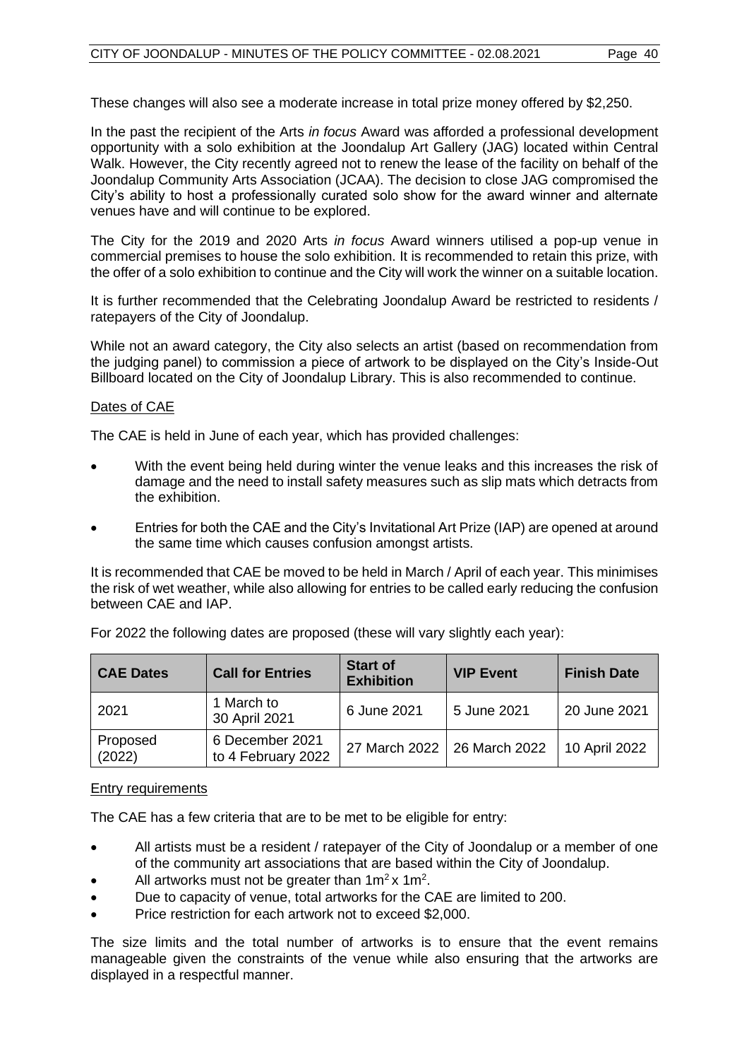These changes will also see a moderate increase in total prize money offered by $2,250.

In the past the recipient of the Arts *in focus* Award was afforded a professional development opportunity with a solo exhibition at the Joondalup Art Gallery (JAG) located within Central Walk. However, the City recently agreed not to renew the lease of the facility on behalf of the Joondalup Community Arts Association (JCAA). The decision to close JAG compromised the City's ability to host a professionally curated solo show for the award winner and alternate venues have and will continue to be explored.

The City for the 2019 and 2020 Arts *in focus* Award winners utilised a pop-up venue in commercial premises to house the solo exhibition. It is recommended to retain this prize, with the offer of a solo exhibition to continue and the City will work the winner on a suitable location.

It is further recommended that the Celebrating Joondalup Award be restricted to residents / ratepayers of the City of Joondalup.

While not an award category, the City also selects an artist (based on recommendation from the judging panel) to commission a piece of artwork to be displayed on the City's Inside-Out Billboard located on the City of Joondalup Library. This is also recommended to continue.

Dates of CAE

The CAE is held in June of each year, which has provided challenges:

- With the event being held during winter the venue leaks and this increases the risk of damage and the need to install safety measures such as slip mats which detracts from the exhibition.
- Entries for both the CAE and the City's Invitational Art Prize (IAP) are opened at around the same time which causes confusion amongst artists.

It is recommended that CAE be moved to be held in March / April of each year. This minimises the risk of wet weather, while also allowing for entries to be called early reducing the confusion between CAE and IAP.

For 2022 the following dates are proposed (these will vary slightly each year):

| CAE Dates | Call for Entries | Start of Exhibition | VIP Event | Finish Date |
|---|---|---|---|---|
| 2021 | 1 March to 30 April 2021 | 6 June 2021 | 5 June 2021 | 20 June 2021 |
| Proposed (2022) | 6 December 2021 to 4 February 2022 | 27 March 2022 | 26 March 2022 | 10 April 2022 |

Entry requirements

The CAE has a few criteria that are to be met to be eligible for entry:

- All artists must be a resident / ratepayer of the City of Joondalup or a member of one of the community art associations that are based within the City of Joondalup.
- All artworks must not be greater than $1m^2$ x $1m^2$.
- Due to capacity of venue, total artworks for the CAE are limited to 200.
- Price restriction for each artwork not to exceed $2,000.

The size limits and the total number of artworks is to ensure that the event remains manageable given the constraints of the venue while also ensuring that the artworks are displayed in a respectful manner.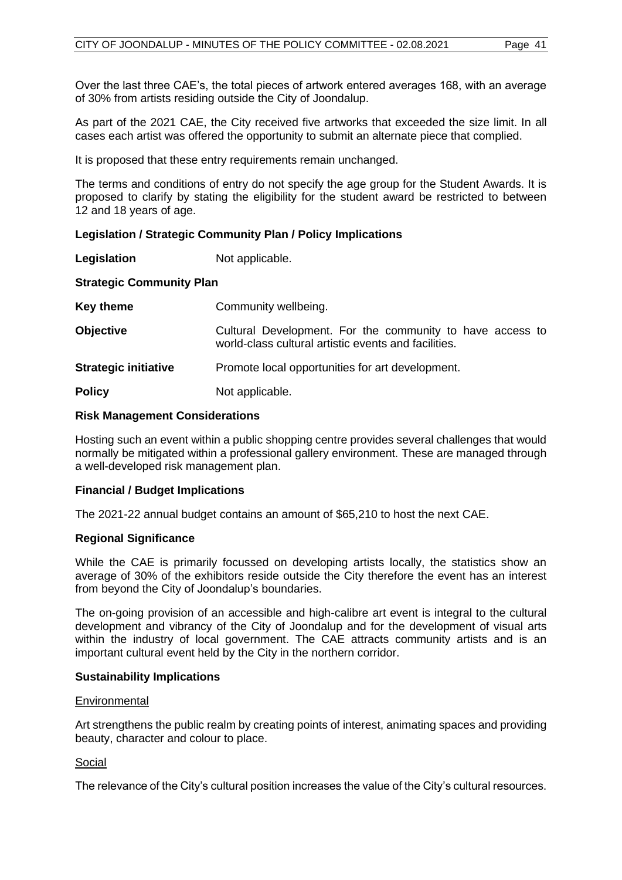Over the last three CAE's, the total pieces of artwork entered averages 168, with an average of 30% from artists residing outside the City of Joondalup.

As part of the 2021 CAE, the City received five artworks that exceeded the size limit. In all cases each artist was offered the opportunity to submit an alternate piece that complied.

It is proposed that these entry requirements remain unchanged.

The terms and conditions of entry do not specify the age group for the Student Awards. It is proposed to clarify by stating the eligibility for the student award be restricted to between 12 and 18 years of age.

### Legislation / Strategic Community Plan / Policy Implications

**Legislation** Not applicable.

**Strategic Community Plan**

**Key theme** Community wellbeing.

**Objective** Cultural Development. For the community to have access to world-class cultural artistic events and facilities.

**Strategic initiative** Promote local opportunities for art development.

**Policy** Not applicable.

### Risk Management Considerations

Hosting such an event within a public shopping centre provides several challenges that would normally be mitigated within a professional gallery environment. These are managed through a well-developed risk management plan.

### Financial / Budget Implications

The 2021-22 annual budget contains an amount of $65,210 to host the next CAE.

### Regional Significance

While the CAE is primarily focussed on developing artists locally, the statistics show an average of 30% of the exhibitors reside outside the City therefore the event has an interest from beyond the City of Joondalup's boundaries.

The on-going provision of an accessible and high-calibre art event is integral to the cultural development and vibrancy of the City of Joondalup and for the development of visual arts within the industry of local government. The CAE attracts community artists and is an important cultural event held by the City in the northern corridor.

### Sustainability Implications

Environmental

Art strengthens the public realm by creating points of interest, animating spaces and providing beauty, character and colour to place.

Social

The relevance of the City's cultural position increases the value of the City's cultural resources.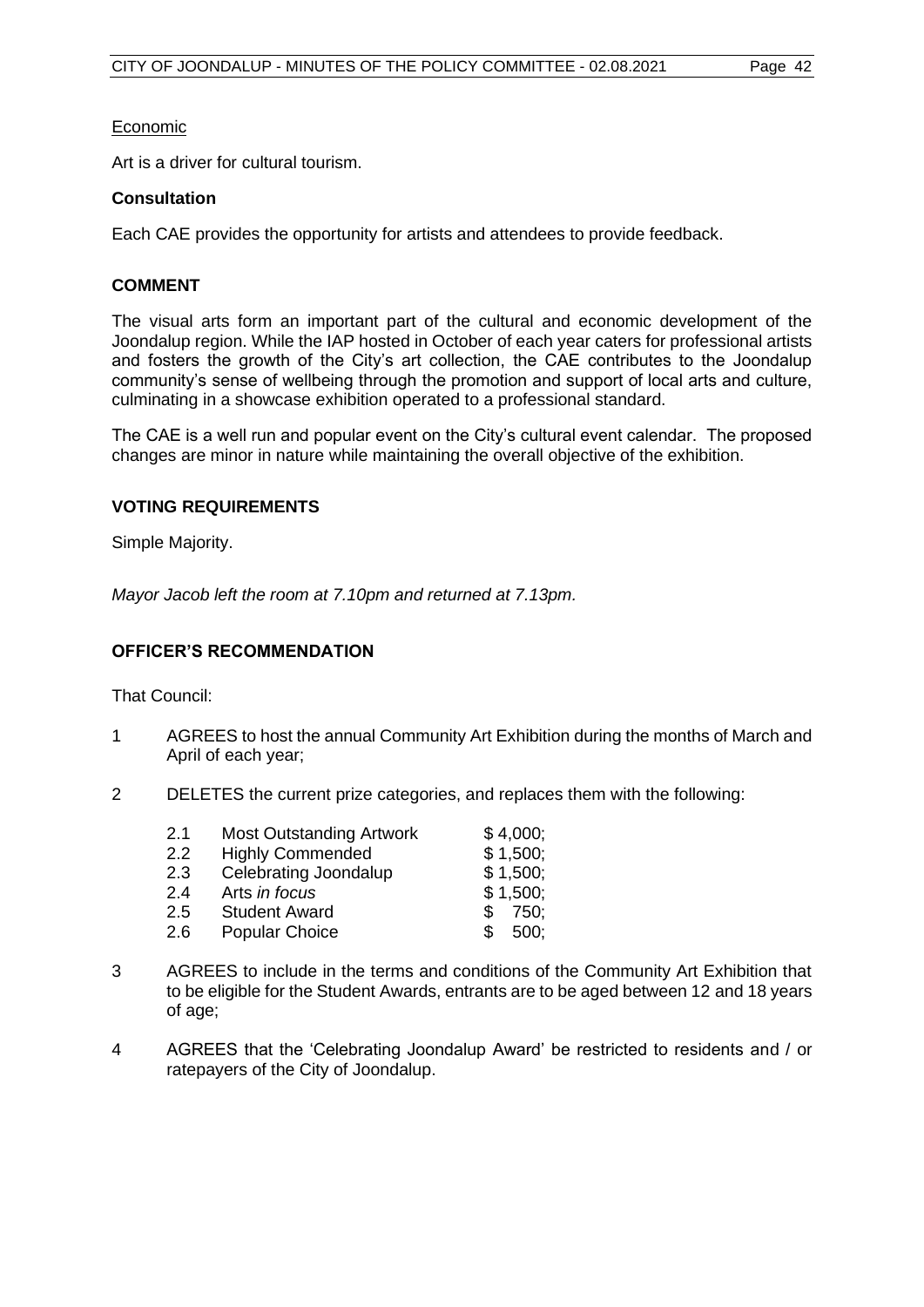Economic

Art is a driver for cultural tourism.

**Consultation**

Each CAE provides the opportunity for artists and attendees to provide feedback.

## COMMENT

The visual arts form an important part of the cultural and economic development of the Joondalup region. While the IAP hosted in October of each year caters for professional artists and fosters the growth of the City's art collection, the CAE contributes to the Joondalup community's sense of wellbeing through the promotion and support of local arts and culture, culminating in a showcase exhibition operated to a professional standard.

The CAE is a well run and popular event on the City's cultural event calendar. The proposed changes are minor in nature while maintaining the overall objective of the exhibition.

## VOTING REQUIREMENTS

Simple Majority.

*Mayor Jacob left the room at 7.10pm and returned at 7.13pm.*

## OFFICER'S RECOMMENDATION

That Council:

1 AGREES to host the annual Community Art Exhibition during the months of March and April of each year;

2 DELETES the current prize categories, and replaces them with the following:

| | | |
|---|---|---|
| 2.1 | Most Outstanding Artwork | $ 4,000; |
| 2.2 | Highly Commended | $ 1,500; |
| 2.3 | Celebrating Joondalup | $ 1,500; |
| 2.4 | Arts *in focus* | $ 1,500; |
| 2.5 | Student Award | $ 750; |
| 2.6 | Popular Choice | $ 500; |

3 AGREES to include in the terms and conditions of the Community Art Exhibition that to be eligible for the Student Awards, entrants are to be aged between 12 and 18 years of age;

4 AGREES that the 'Celebrating Joondalup Award' be restricted to residents and / or ratepayers of the City of Joondalup.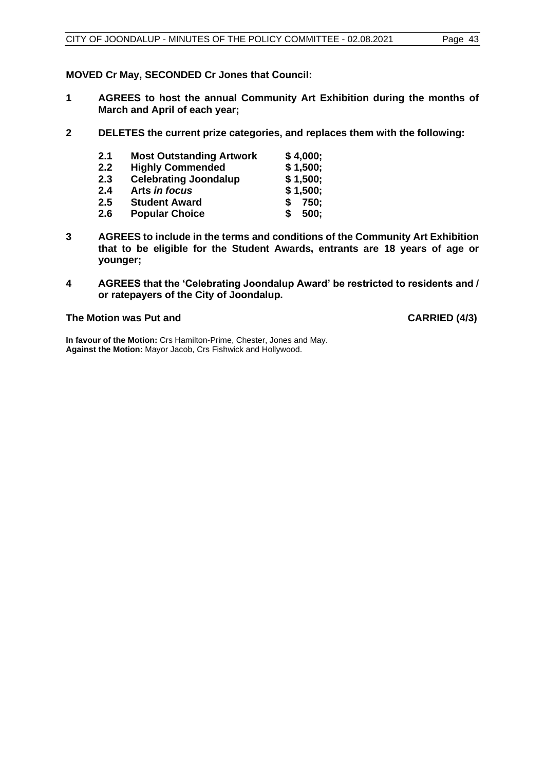**MOVED Cr May, SECONDED Cr Jones that Council:**

**1 AGREES to host the annual Community Art Exhibition during the months of March and April of each year;**

**2 DELETES the current prize categories, and replaces them with the following:**

| | | |
|---|---|---|
| **2.1** | **Most Outstanding Artwork** | **$ 4,000;** |
| **2.2** | **Highly Commended** | **$ 1,500;** |
| **2.3** | **Celebrating Joondalup** | **$ 1,500;** |
| **2.4** | **Arts *in focus*** | **$ 1,500;** |
| **2.5** | **Student Award** | **$ 750;** |
| **2.6** | **Popular Choice** | **$ 500;** |

**3 AGREES to include in the terms and conditions of the Community Art Exhibition that to be eligible for the Student Awards, entrants are 18 years of age or younger;**

**4 AGREES that the 'Celebrating Joondalup Award' be restricted to residents and / or ratepayers of the City of Joondalup.**

**The Motion was Put and CARRIED (4/3)**

**In favour of the Motion:** Crs Hamilton-Prime, Chester, Jones and May.
**Against the Motion:** Mayor Jacob, Crs Fishwick and Hollywood.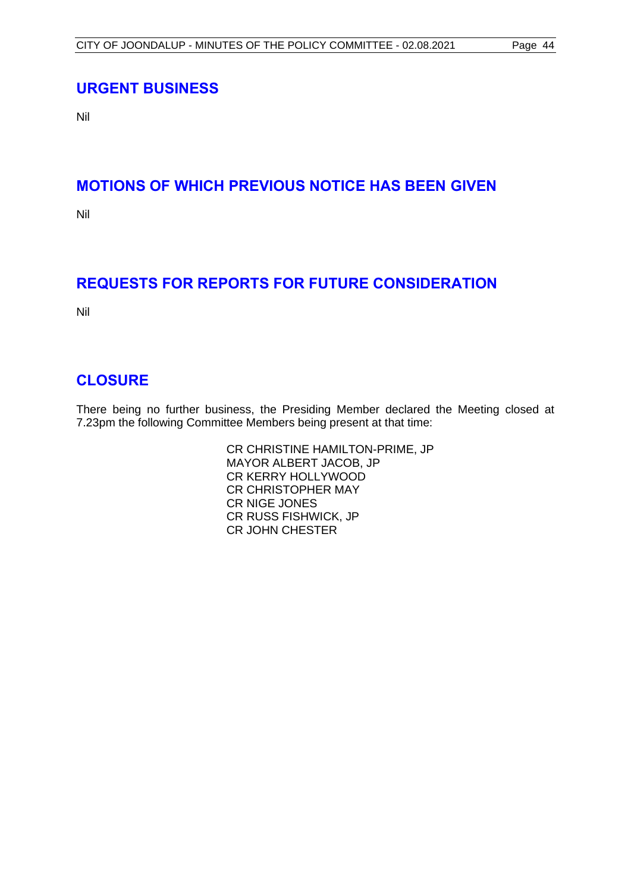## URGENT BUSINESS

Nil

## MOTIONS OF WHICH PREVIOUS NOTICE HAS BEEN GIVEN

Nil

## REQUESTS FOR REPORTS FOR FUTURE CONSIDERATION

Nil

## CLOSURE

There being no further business, the Presiding Member declared the Meeting closed at 7.23pm the following Committee Members being present at that time:

CR CHRISTINE HAMILTON-PRIME, JP
MAYOR ALBERT JACOB, JP
CR KERRY HOLLYWOOD
CR CHRISTOPHER MAY
CR NIGE JONES
CR RUSS FISHWICK, JP
CR JOHN CHESTER